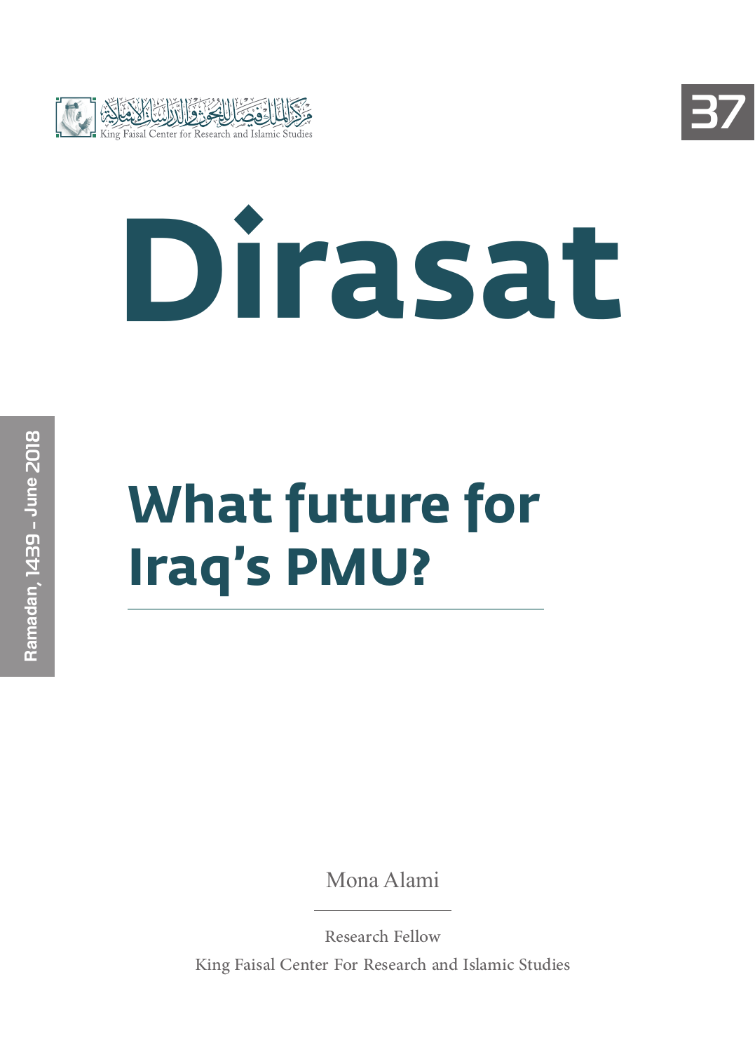مركز الملك فيصل للبحوث والدراسات الإسلامية
King Faisal Center for Research and Islamic Studies

37

# Dirasat

Ramadan, 1439 - June 2018

## What future for Iraq's PMU?

Mona Alami

Research Fellow

King Faisal Center For Research and Islamic Studies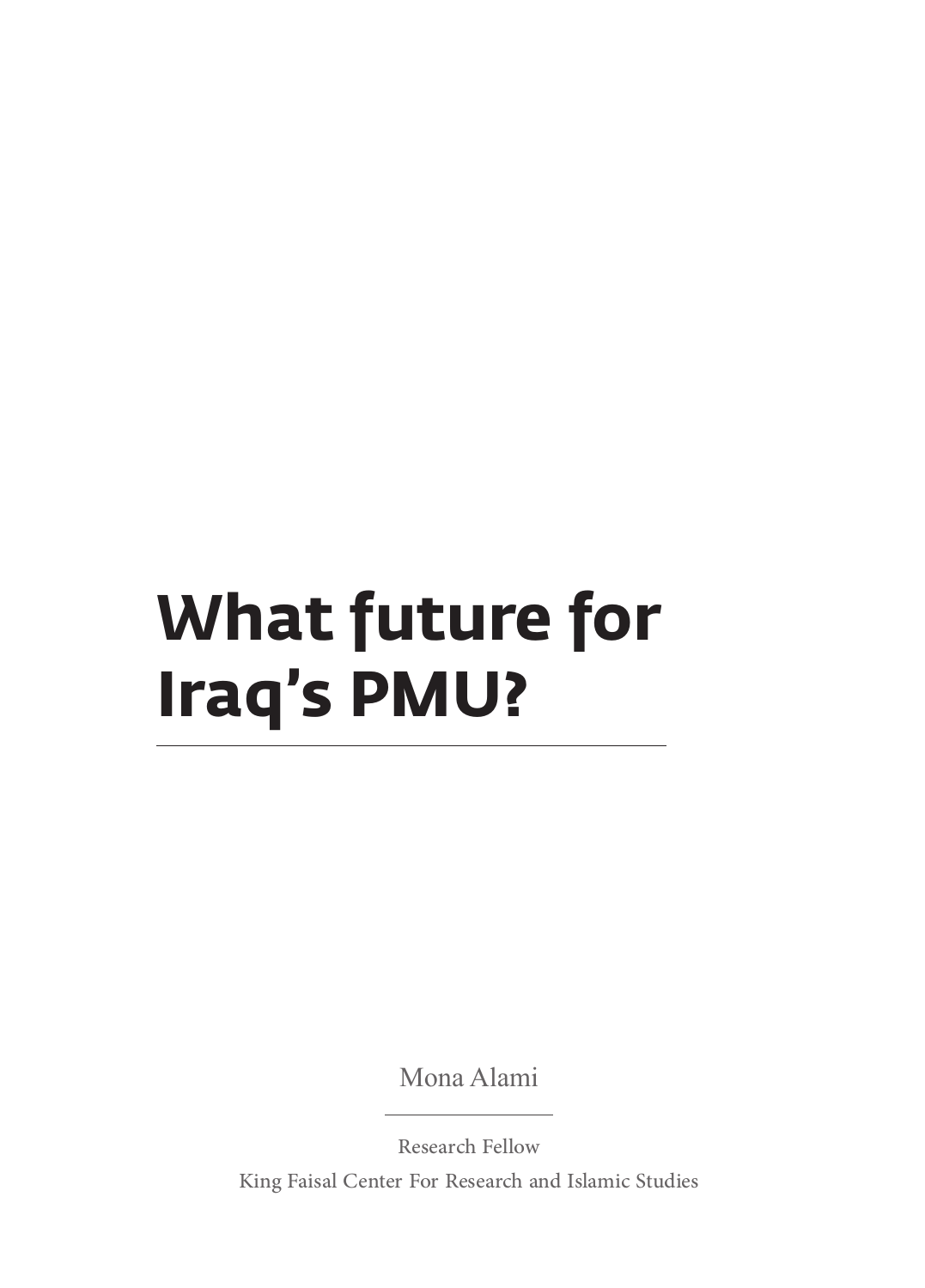# What future for Iraq's PMU?

Mona Alami

Research Fellow

King Faisal Center For Research and Islamic Studies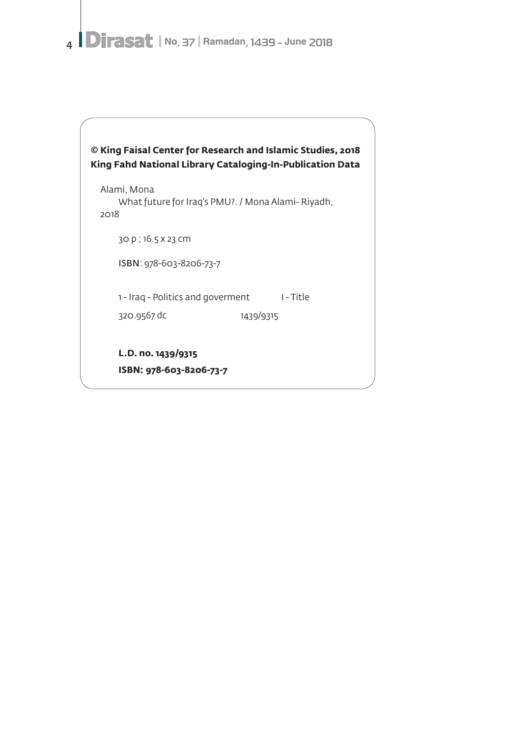**© King Faisal Center for Research and Islamic Studies, 2018**
**King Fahd National Library Cataloging-In-Publication Data**

Alami, Mona
What future for Iraq's PMU?. / Mona Alami- Riyadh, 2018

30 p ; 16.5 x 23 cm

ISBN: 978-603-8206-73-7

1 - Iraq - Politics and goverment I - Title

320.9567 dc 1439/9315

**L.D. no. 1439/9315**

**ISBN: 978-603-8206-73-7**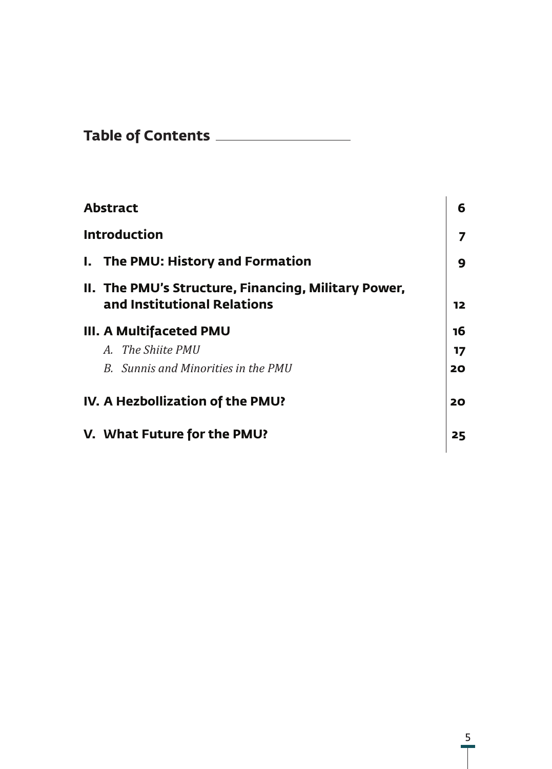## Table of Contents

| | |
|---|---|
| **Abstract** | **6** |
| **Introduction** | **7** |
| **I. The PMU: History and Formation** | **9** |
| **II. The PMU's Structure, Financing, Military Power, and Institutional Relations** | **12** |
| **III. A Multifaceted PMU** | **16** |
| *A. The Shiite PMU* | **17** |
| *B. Sunnis and Minorities in the PMU* | **20** |
| **IV. A Hezbollization of the PMU?** | **20** |
| **V. What Future for the PMU?** | **25** |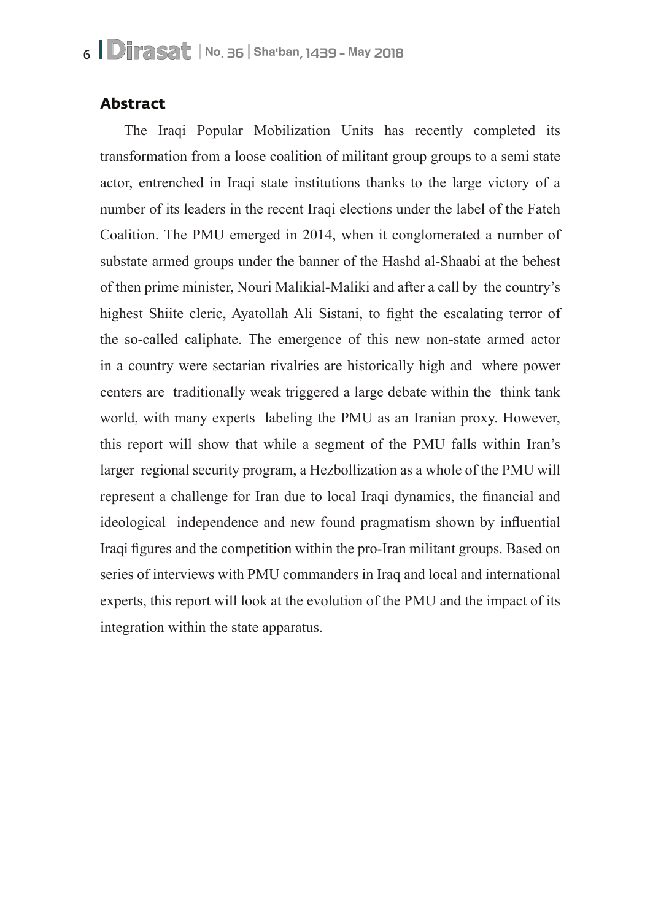## Abstract

The Iraqi Popular Mobilization Units has recently completed its transformation from a loose coalition of militant group groups to a semi state actor, entrenched in Iraqi state institutions thanks to the large victory of a number of its leaders in the recent Iraqi elections under the label of the Fateh Coalition. The PMU emerged in 2014, when it conglomerated a number of substate armed groups under the banner of the Hashd al-Shaabi at the behest of then prime minister, Nouri Malikial-Maliki and after a call by the country's highest Shiite cleric, Ayatollah Ali Sistani, to fight the escalating terror of the so-called caliphate. The emergence of this new non-state armed actor in a country were sectarian rivalries are historically high and where power centers are traditionally weak triggered a large debate within the think tank world, with many experts labeling the PMU as an Iranian proxy. However, this report will show that while a segment of the PMU falls within Iran's larger regional security program, a Hezbollization as a whole of the PMU will represent a challenge for Iran due to local Iraqi dynamics, the financial and ideological independence and new found pragmatism shown by influential Iraqi figures and the competition within the pro-Iran militant groups. Based on series of interviews with PMU commanders in Iraq and local and international experts, this report will look at the evolution of the PMU and the impact of its integration within the state apparatus.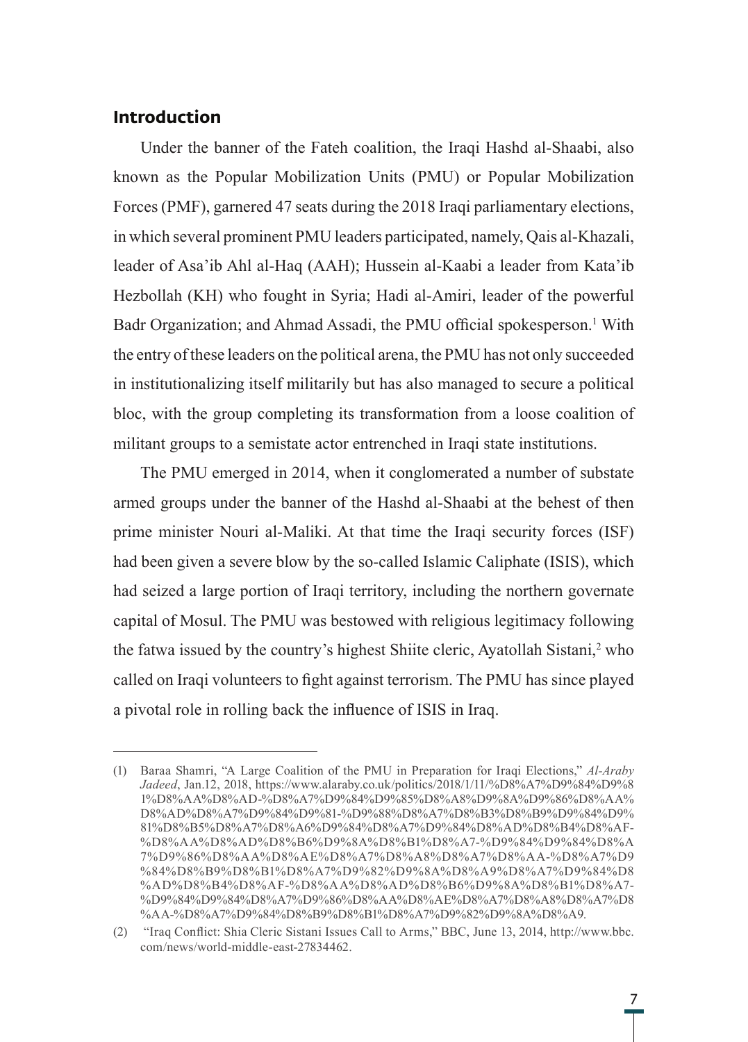## Introduction

Under the banner of the Fateh coalition, the Iraqi Hashd al-Shaabi, also known as the Popular Mobilization Units (PMU) or Popular Mobilization Forces (PMF), garnered 47 seats during the 2018 Iraqi parliamentary elections, in which several prominent PMU leaders participated, namely, Qais al-Khazali, leader of Asa'ib Ahl al-Haq (AAH); Hussein al-Kaabi a leader from Kata'ib Hezbollah (KH) who fought in Syria; Hadi al-Amiri, leader of the powerful Badr Organization; and Ahmad Assadi, the PMU official spokesperson.[1] With the entry of these leaders on the political arena, the PMU has not only succeeded in institutionalizing itself militarily but has also managed to secure a political bloc, with the group completing its transformation from a loose coalition of militant groups to a semistate actor entrenched in Iraqi state institutions.

The PMU emerged in 2014, when it conglomerated a number of substate armed groups under the banner of the Hashd al-Shaabi at the behest of then prime minister Nouri al-Maliki. At that time the Iraqi security forces (ISF) had been given a severe blow by the so-called Islamic Caliphate (ISIS), which had seized a large portion of Iraqi territory, including the northern governate capital of Mosul. The PMU was bestowed with religious legitimacy following the fatwa issued by the country's highest Shiite cleric, Ayatollah Sistani,[2] who called on Iraqi volunteers to fight against terrorism. The PMU has since played a pivotal role in rolling back the influence of ISIS in Iraq.

---

(1) Baraa Shamri, "A Large Coalition of the PMU in Preparation for Iraqi Elections," *Al-Araby Jadeed*, Jan.12, 2018, https://www.alaraby.co.uk/politics/2018/1/11/%D8%A7%D9%84%D9%81%D8%AA%D8%AD-%D8%A7%D9%84%D9%85%D8%A8%D9%8A%D9%86%D8%AA%D8%AD%D8%A7%D9%84%D9%81-%D9%88%D8%A7%D8%B3%D8%B9%D9%84%D9%81%D8%B5%D8%A7%D8%A6%D9%84%D8%A7%D9%84%D8%AD%D8%B4%D8%AF-%D8%AA%D8%AD%D8%B6%D9%8A%D8%B1%D8%A7-%D9%84%D9%84%D8%A7%D9%86%D8%AA%D8%AE%D8%A7%D8%A8%D8%A7%D8%AA-%D8%A7%D9%84%D8%B9%D8%B1%D8%A7%D9%82%D9%8A%D8%A9%D8%A7%D9%84%D8%AD%D8%B4%D8%AF-%D8%AA%D8%AD%D8%B6%D9%8A%D8%B1%D8%A7-%D9%84%D9%84%D8%A7%D9%86%D8%AA%D8%AE%D8%A7%D8%A8%D8%A7%D8%AA-%D8%A7%D9%84%D8%B9%D8%B1%D8%A7%D9%82%D9%8A%D8%A9.

(2) "Iraq Conflict: Shia Cleric Sistani Issues Call to Arms," BBC, June 13, 2014, http://www.bbc.com/news/world-middle-east-27834462.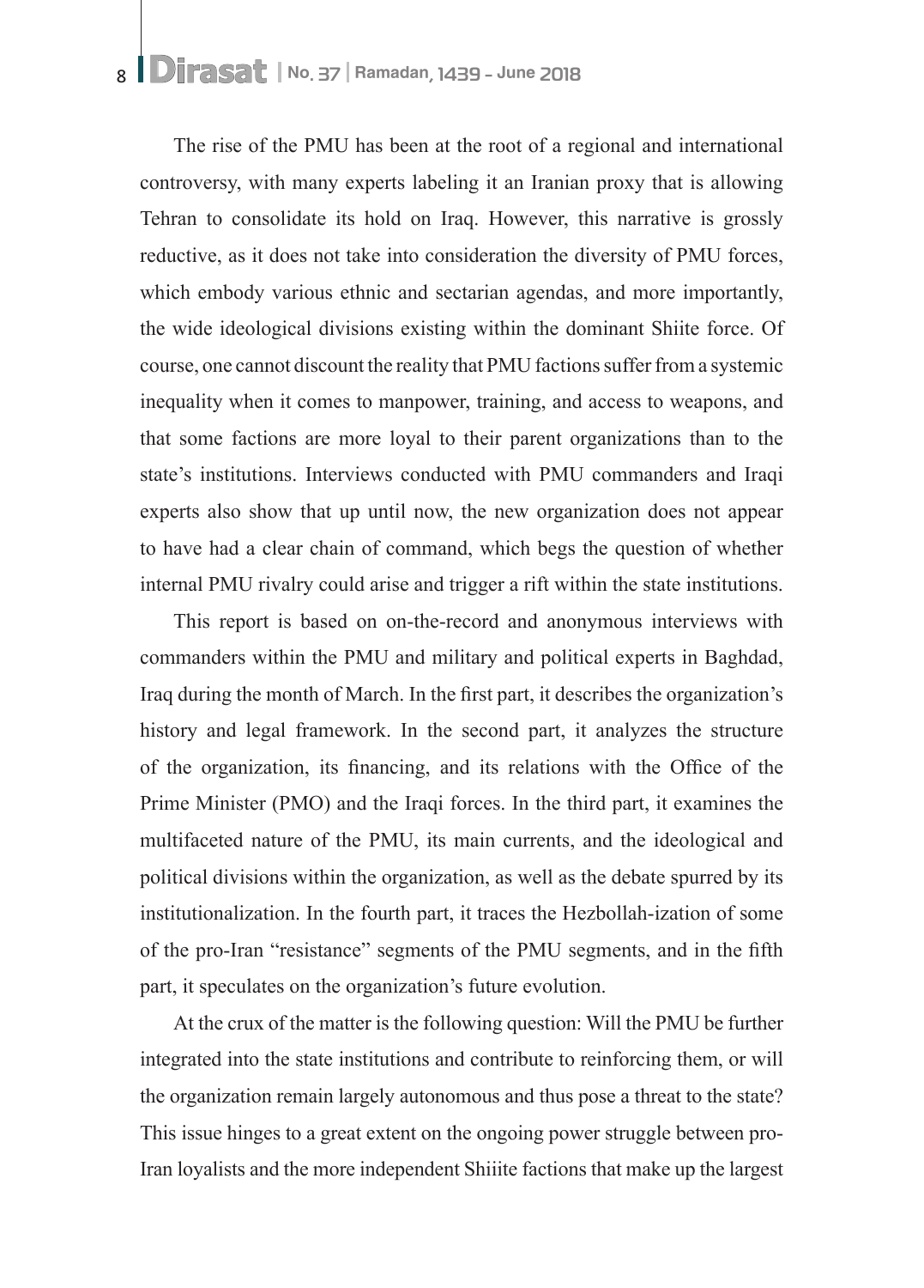The rise of the PMU has been at the root of a regional and international controversy, with many experts labeling it an Iranian proxy that is allowing Tehran to consolidate its hold on Iraq. However, this narrative is grossly reductive, as it does not take into consideration the diversity of PMU forces, which embody various ethnic and sectarian agendas, and more importantly, the wide ideological divisions existing within the dominant Shiite force. Of course, one cannot discount the reality that PMU factions suffer from a systemic inequality when it comes to manpower, training, and access to weapons, and that some factions are more loyal to their parent organizations than to the state's institutions. Interviews conducted with PMU commanders and Iraqi experts also show that up until now, the new organization does not appear to have had a clear chain of command, which begs the question of whether internal PMU rivalry could arise and trigger a rift within the state institutions.

This report is based on on-the-record and anonymous interviews with commanders within the PMU and military and political experts in Baghdad, Iraq during the month of March. In the first part, it describes the organization's history and legal framework. In the second part, it analyzes the structure of the organization, its financing, and its relations with the Office of the Prime Minister (PMO) and the Iraqi forces. In the third part, it examines the multifaceted nature of the PMU, its main currents, and the ideological and political divisions within the organization, as well as the debate spurred by its institutionalization. In the fourth part, it traces the Hezbollah-ization of some of the pro-Iran "resistance" segments of the PMU segments, and in the fifth part, it speculates on the organization's future evolution.

At the crux of the matter is the following question: Will the PMU be further integrated into the state institutions and contribute to reinforcing them, or will the organization remain largely autonomous and thus pose a threat to the state? This issue hinges to a great extent on the ongoing power struggle between pro-Iran loyalists and the more independent Shiite factions that make up the largest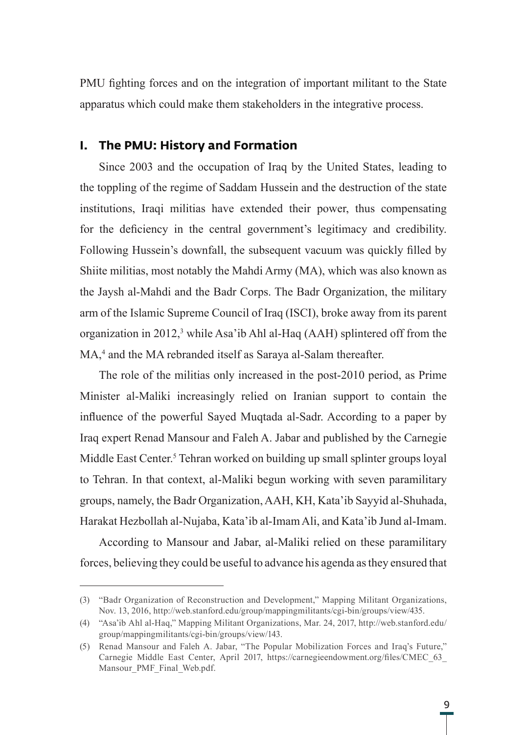PMU fighting forces and on the integration of important militant to the State apparatus which could make them stakeholders in the integrative process.

## I. The PMU: History and Formation

Since 2003 and the occupation of Iraq by the United States, leading to the toppling of the regime of Saddam Hussein and the destruction of the state institutions, Iraqi militias have extended their power, thus compensating for the deficiency in the central government's legitimacy and credibility. Following Hussein's downfall, the subsequent vacuum was quickly filled by Shiite militias, most notably the Mahdi Army (MA), which was also known as the Jaysh al-Mahdi and the Badr Corps. The Badr Organization, the military arm of the Islamic Supreme Council of Iraq (ISCI), broke away from its parent organization in 2012,[3] while Asa'ib Ahl al-Haq (AAH) splintered off from the MA,[4] and the MA rebranded itself as Saraya al-Salam thereafter.

The role of the militias only increased in the post-2010 period, as Prime Minister al-Maliki increasingly relied on Iranian support to contain the influence of the powerful Sayed Muqtada al-Sadr. According to a paper by Iraq expert Renad Mansour and Faleh A. Jabar and published by the Carnegie Middle East Center.[5] Tehran worked on building up small splinter groups loyal to Tehran. In that context, al-Maliki begun working with seven paramilitary groups, namely, the Badr Organization, AAH, KH, Kata'ib Sayyid al-Shuhada, Harakat Hezbollah al-Nujaba, Kata'ib al-Imam Ali, and Kata'ib Jund al-Imam.

According to Mansour and Jabar, al-Maliki relied on these paramilitary forces, believing they could be useful to advance his agenda as they ensured that

---

(3) "Badr Organization of Reconstruction and Development," Mapping Militant Organizations, Nov. 13, 2016, http://web.stanford.edu/group/mappingmilitants/cgi-bin/groups/view/435.

(4) "Asa'ib Ahl al-Haq," Mapping Militant Organizations, Mar. 24, 2017, http://web.stanford.edu/group/mappingmilitants/cgi-bin/groups/view/143.

(5) Renad Mansour and Faleh A. Jabar, "The Popular Mobilization Forces and Iraq's Future," Carnegie Middle East Center, April 2017, https://carnegieendowment.org/files/CMEC_63_Mansour_PMF_Final_Web.pdf.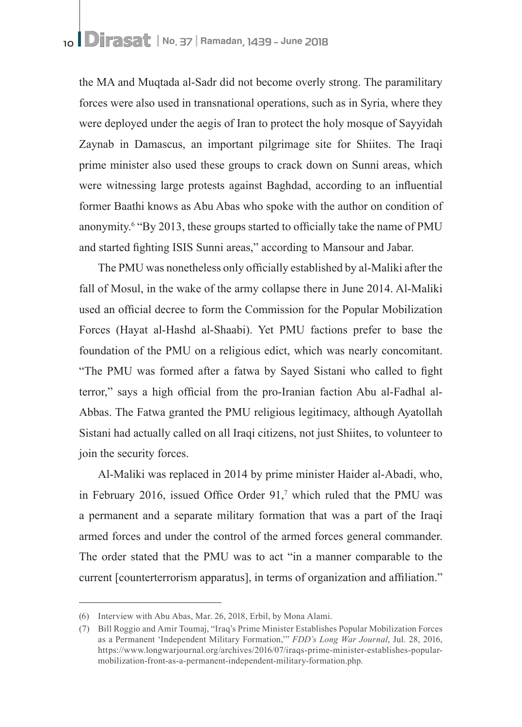the MA and Muqtada al-Sadr did not become overly strong. The paramilitary forces were also used in transnational operations, such as in Syria, where they were deployed under the aegis of Iran to protect the holy mosque of Sayyidah Zaynab in Damascus, an important pilgrimage site for Shiites. The Iraqi prime minister also used these groups to crack down on Sunni areas, which were witnessing large protests against Baghdad, according to an influential former Baathi knows as Abu Abas who spoke with the author on condition of anonymity.[6] "By 2013, these groups started to officially take the name of PMU and started fighting ISIS Sunni areas," according to Mansour and Jabar.

The PMU was nonetheless only officially established by al-Maliki after the fall of Mosul, in the wake of the army collapse there in June 2014. Al-Maliki used an official decree to form the Commission for the Popular Mobilization Forces (Hayat al-Hashd al-Shaabi). Yet PMU factions prefer to base the foundation of the PMU on a religious edict, which was nearly concomitant. "The PMU was formed after a fatwa by Sayed Sistani who called to fight terror," says a high official from the pro-Iranian faction Abu al-Fadhal al-Abbas. The Fatwa granted the PMU religious legitimacy, although Ayatollah Sistani had actually called on all Iraqi citizens, not just Shiites, to volunteer to join the security forces.

Al-Maliki was replaced in 2014 by prime minister Haider al-Abadi, who, in February 2016, issued Office Order 91,[7] which ruled that the PMU was a permanent and a separate military formation that was a part of the Iraqi armed forces and under the control of the armed forces general commander. The order stated that the PMU was to act "in a manner comparable to the current [counterterrorism apparatus], in terms of organization and affiliation."

---

(6) Interview with Abu Abas, Mar. 26, 2018, Erbil, by Mona Alami.

(7) Bill Roggio and Amir Toumaj, "Iraq's Prime Minister Establishes Popular Mobilization Forces as a Permanent 'Independent Military Formation,'" *FDD's Long War Journal*, Jul. 28, 2016, https://www.longwarjournal.org/archives/2016/07/iraqs-prime-minister-establishes-popular-mobilization-front-as-a-permanent-independent-military-formation.php.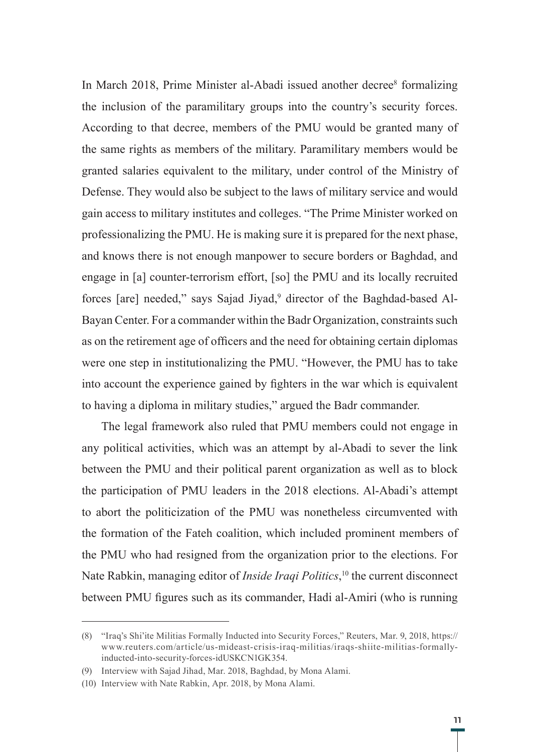In March 2018, Prime Minister al-Abadi issued another decree[8] formalizing the inclusion of the paramilitary groups into the country's security forces. According to that decree, members of the PMU would be granted many of the same rights as members of the military. Paramilitary members would be granted salaries equivalent to the military, under control of the Ministry of Defense. They would also be subject to the laws of military service and would gain access to military institutes and colleges. "The Prime Minister worked on professionalizing the PMU. He is making sure it is prepared for the next phase, and knows there is not enough manpower to secure borders or Baghdad, and engage in [a] counter-terrorism effort, [so] the PMU and its locally recruited forces [are] needed," says Sajad Jiyad,[9] director of the Baghdad-based Al-Bayan Center. For a commander within the Badr Organization, constraints such as on the retirement age of officers and the need for obtaining certain diplomas were one step in institutionalizing the PMU. "However, the PMU has to take into account the experience gained by fighters in the war which is equivalent to having a diploma in military studies," argued the Badr commander.

The legal framework also ruled that PMU members could not engage in any political activities, which was an attempt by al-Abadi to sever the link between the PMU and their political parent organization as well as to block the participation of PMU leaders in the 2018 elections. Al-Abadi's attempt to abort the politicization of the PMU was nonetheless circumvented with the formation of the Fateh coalition, which included prominent members of the PMU who had resigned from the organization prior to the elections. For Nate Rabkin, managing editor of *Inside Iraqi Politics*,[10] the current disconnect between PMU figures such as its commander, Hadi al-Amiri (who is running

---

(8) "Iraq's Shi'ite Militias Formally Inducted into Security Forces," Reuters, Mar. 9, 2018, https://www.reuters.com/article/us-mideast-crisis-iraq-militias/iraqs-shiite-militias-formally-inducted-into-security-forces-idUSKCN1GK354.

(9) Interview with Sajad Jihad, Mar. 2018, Baghdad, by Mona Alami.

(10) Interview with Nate Rabkin, Apr. 2018, by Mona Alami.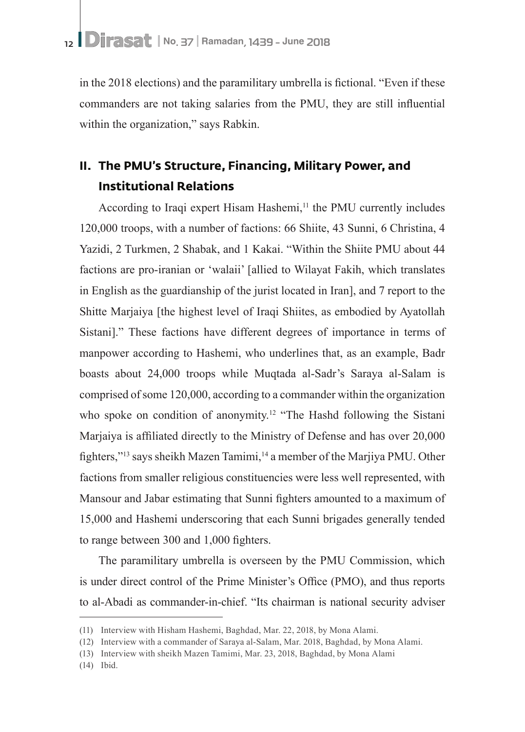in the 2018 elections) and the paramilitary umbrella is fictional. "Even if these commanders are not taking salaries from the PMU, they are still influential within the organization," says Rabkin.

## II. The PMU's Structure, Financing, Military Power, and Institutional Relations

According to Iraqi expert Hisam Hashemi,[11] the PMU currently includes 120,000 troops, with a number of factions: 66 Shiite, 43 Sunni, 6 Christina, 4 Yazidi, 2 Turkmen, 2 Shabak, and 1 Kakai. "Within the Shiite PMU about 44 factions are pro-iranian or 'walaii' [allied to Wilayat Fakih, which translates in English as the guardianship of the jurist located in Iran], and 7 report to the Shitte Marjaiya [the highest level of Iraqi Shiites, as embodied by Ayatollah Sistani]." These factions have different degrees of importance in terms of manpower according to Hashemi, who underlines that, as an example, Badr boasts about 24,000 troops while Muqtada al-Sadr's Saraya al-Salam is comprised of some 120,000, according to a commander within the organization who spoke on condition of anonymity.[12] "The Hashd following the Sistani Marjaiya is affiliated directly to the Ministry of Defense and has over 20,000 fighters,"[13] says sheikh Mazen Tamimi,[14] a member of the Marjiya PMU. Other factions from smaller religious constituencies were less well represented, with Mansour and Jabar estimating that Sunni fighters amounted to a maximum of 15,000 and Hashemi underscoring that each Sunni brigades generally tended to range between 300 and 1,000 fighters.

The paramilitary umbrella is overseen by the PMU Commission, which is under direct control of the Prime Minister's Office (PMO), and thus reports to al-Abadi as commander-in-chief. "Its chairman is national security adviser

---

(11) Interview with Hisham Hashemi, Baghdad, Mar. 22, 2018, by Mona Alami.

(12) Interview with a commander of Saraya al-Salam, Mar. 2018, Baghdad, by Mona Alami.

(13) Interview with sheikh Mazen Tamimi, Mar. 23, 2018, Baghdad, by Mona Alami

(14) Ibid.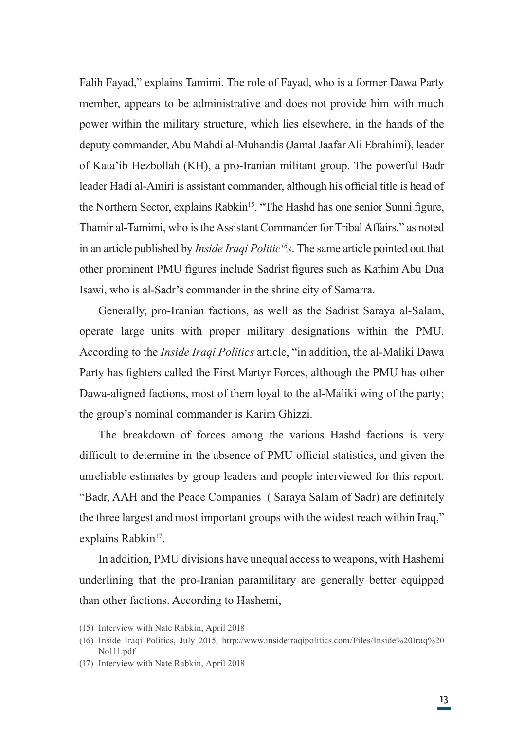Falih Fayad," explains Tamimi. The role of Fayad, who is a former Dawa Party member, appears to be administrative and does not provide him with much power within the military structure, which lies elsewhere, in the hands of the deputy commander, Abu Mahdi al-Muhandis (Jamal Jaafar Ali Ebrahimi), leader of Kata'ib Hezbollah (KH), a pro-Iranian militant group. The powerful Badr leader Hadi al-Amiri is assistant commander, although his official title is head of the Northern Sector, explains Rabkin[15]. "The Hashd has one senior Sunni figure, Thamir al-Tamimi, who is the Assistant Commander for Tribal Affairs," as noted in an article published by *Inside Iraqi Politic[16]s*. The same article pointed out that other prominent PMU figures include Sadrist figures such as Kathim Abu Dua Isawi, who is al-Sadr's commander in the shrine city of Samarra.

Generally, pro-Iranian factions, as well as the Sadrist Saraya al-Salam, operate large units with proper military designations within the PMU. According to the *Inside Iraqi Politics* article, "in addition, the al-Maliki Dawa Party has fighters called the First Martyr Forces, although the PMU has other Dawa-aligned factions, most of them loyal to the al-Maliki wing of the party; the group's nominal commander is Karim Ghizzi.

The breakdown of forces among the various Hashd factions is very difficult to determine in the absence of PMU official statistics, and given the unreliable estimates by group leaders and people interviewed for this report. "Badr, AAH and the Peace Companies ( Saraya Salam of Sadr) are definitely the three largest and most important groups with the widest reach within Iraq," explains Rabkin[17].

In addition, PMU divisions have unequal access to weapons, with Hashemi underlining that the pro-Iranian paramilitary are generally better equipped than other factions. According to Hashemi,

---

(15) Interview with Nate Rabkin, April 2018

(16) Inside Iraqi Politics, July 2015, http://www.insideiraqipolitics.com/Files/Inside%20Iraq%20No111.pdf

(17) Interview with Nate Rabkin, April 2018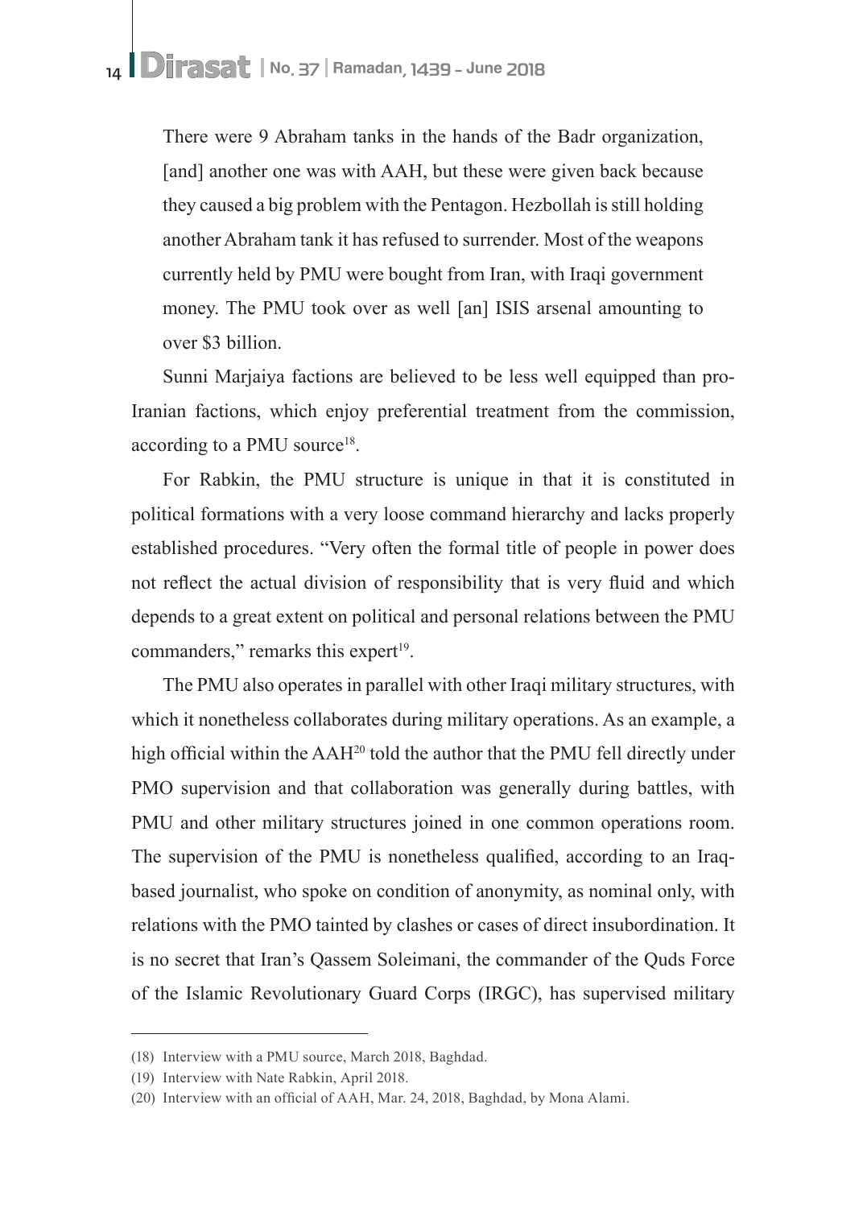> There were 9 Abraham tanks in the hands of the Badr organization, [and] another one was with AAH, but these were given back because they caused a big problem with the Pentagon. Hezbollah is still holding another Abraham tank it has refused to surrender. Most of the weapons currently held by PMU were bought from Iran, with Iraqi government money. The PMU took over as well [an] ISIS arsenal amounting to over $3 billion.

Sunni Marjaiya factions are believed to be less well equipped than pro-Iranian factions, which enjoy preferential treatment from the commission, according to a PMU source[18].

For Rabkin, the PMU structure is unique in that it is constituted in political formations with a very loose command hierarchy and lacks properly established procedures. "Very often the formal title of people in power does not reflect the actual division of responsibility that is very fluid and which depends to a great extent on political and personal relations between the PMU commanders," remarks this expert[19].

The PMU also operates in parallel with other Iraqi military structures, with which it nonetheless collaborates during military operations. As an example, a high official within the AAH[20] told the author that the PMU fell directly under PMO supervision and that collaboration was generally during battles, with PMU and other military structures joined in one common operations room. The supervision of the PMU is nonetheless qualified, according to an Iraq-based journalist, who spoke on condition of anonymity, as nominal only, with relations with the PMO tainted by clashes or cases of direct insubordination. It is no secret that Iran's Qassem Soleimani, the commander of the Quds Force of the Islamic Revolutionary Guard Corps (IRGC), has supervised military

---

(18) Interview with a PMU source, March 2018, Baghdad.

(19) Interview with Nate Rabkin, April 2018.

(20) Interview with an official of AAH, Mar. 24, 2018, Baghdad, by Mona Alami.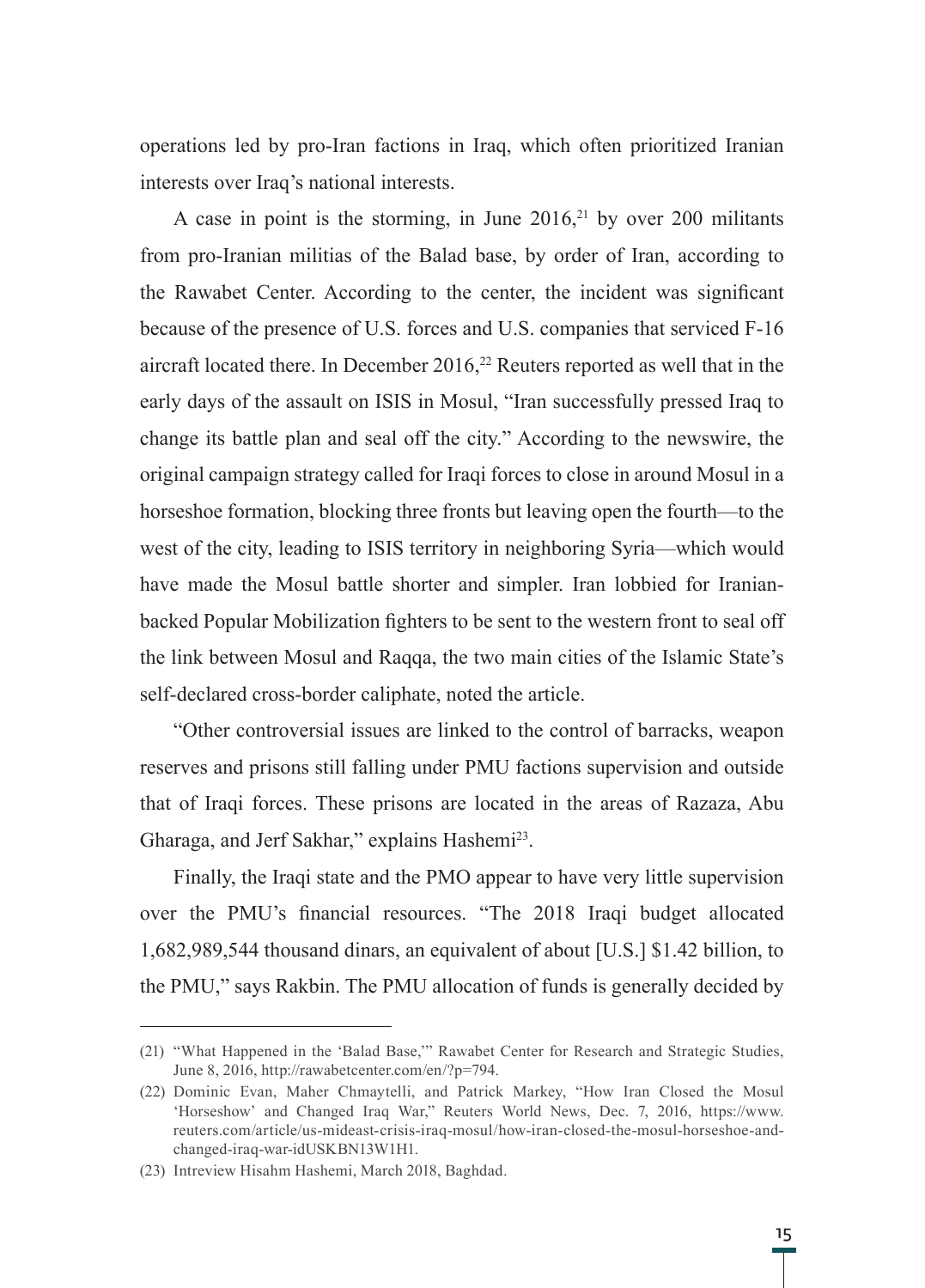operations led by pro-Iran factions in Iraq, which often prioritized Iranian interests over Iraq's national interests.

A case in point is the storming, in June 2016,[21] by over 200 militants from pro-Iranian militias of the Balad base, by order of Iran, according to the Rawabet Center. According to the center, the incident was significant because of the presence of U.S. forces and U.S. companies that serviced F-16 aircraft located there. In December 2016,[22] Reuters reported as well that in the early days of the assault on ISIS in Mosul, "Iran successfully pressed Iraq to change its battle plan and seal off the city." According to the newswire, the original campaign strategy called for Iraqi forces to close in around Mosul in a horseshoe formation, blocking three fronts but leaving open the fourth—to the west of the city, leading to ISIS territory in neighboring Syria—which would have made the Mosul battle shorter and simpler. Iran lobbied for Iranian-backed Popular Mobilization fighters to be sent to the western front to seal off the link between Mosul and Raqqa, the two main cities of the Islamic State's self-declared cross-border caliphate, noted the article.

"Other controversial issues are linked to the control of barracks, weapon reserves and prisons still falling under PMU factions supervision and outside that of Iraqi forces. These prisons are located in the areas of Razaza, Abu Gharaga, and Jerf Sakhar," explains Hashemi[23].

Finally, the Iraqi state and the PMO appear to have very little supervision over the PMU's financial resources. "The 2018 Iraqi budget allocated 1,682,989,544 thousand dinars, an equivalent of about [U.S.] $1.42 billion, to the PMU," says Rakbin. The PMU allocation of funds is generally decided by

---

(21) "What Happened in the 'Balad Base,'" Rawabet Center for Research and Strategic Studies, June 8, 2016, http://rawabetcenter.com/en/?p=794.

(22) Dominic Evan, Maher Chmaytelli, and Patrick Markey, "How Iran Closed the Mosul 'Horseshow' and Changed Iraq War," Reuters World News, Dec. 7, 2016, https://www.reuters.com/article/us-mideast-crisis-iraq-mosul/how-iran-closed-the-mosul-horseshoe-and-changed-iraq-war-idUSKBN13W1H1.

(23) Intreview Hisahm Hashemi, March 2018, Baghdad.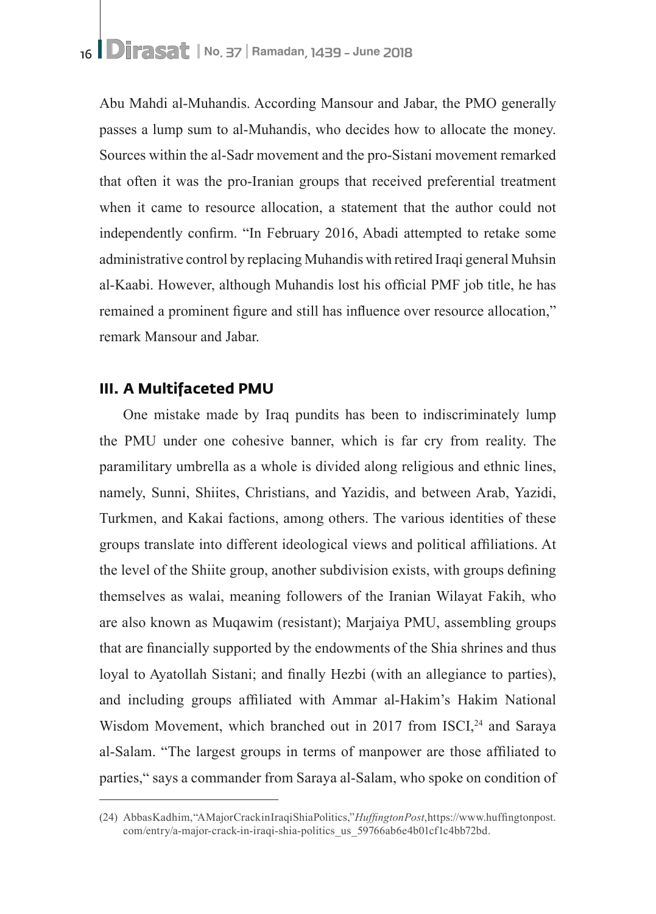Abu Mahdi al-Muhandis. According Mansour and Jabar, the PMO generally passes a lump sum to al-Muhandis, who decides how to allocate the money. Sources within the al-Sadr movement and the pro-Sistani movement remarked that often it was the pro-Iranian groups that received preferential treatment when it came to resource allocation, a statement that the author could not independently confirm. "In February 2016, Abadi attempted to retake some administrative control by replacing Muhandis with retired Iraqi general Muhsin al-Kaabi. However, although Muhandis lost his official PMF job title, he has remained a prominent figure and still has influence over resource allocation," remark Mansour and Jabar.

### III. A Multifaceted PMU

One mistake made by Iraq pundits has been to indiscriminately lump the PMU under one cohesive banner, which is far cry from reality. The paramilitary umbrella as a whole is divided along religious and ethnic lines, namely, Sunni, Shiites, Christians, and Yazidis, and between Arab, Yazidi, Turkmen, and Kakai factions, among others. The various identities of these groups translate into different ideological views and political affiliations. At the level of the Shiite group, another subdivision exists, with groups defining themselves as walai, meaning followers of the Iranian Wilayat Fakih, who are also known as Muqawim (resistant); Marjaiya PMU, assembling groups that are financially supported by the endowments of the Shia shrines and thus loyal to Ayatollah Sistani; and finally Hezbi (with an allegiance to parties), and including groups affiliated with Ammar al-Hakim's Hakim National Wisdom Movement, which branched out in 2017 from ISCI,[24] and Saraya al-Salam. "The largest groups in terms of manpower are those affiliated to parties," says a commander from Saraya al-Salam, who spoke on condition of

---

(24) Abbas Kadhim, "A Major Crack in Iraqi Shia Politics," *Huffington Post*, https://www.huffingtonpost.com/entry/a-major-crack-in-iraqi-shia-politics_us_59766ab6e4b01cf1c4bb72bd.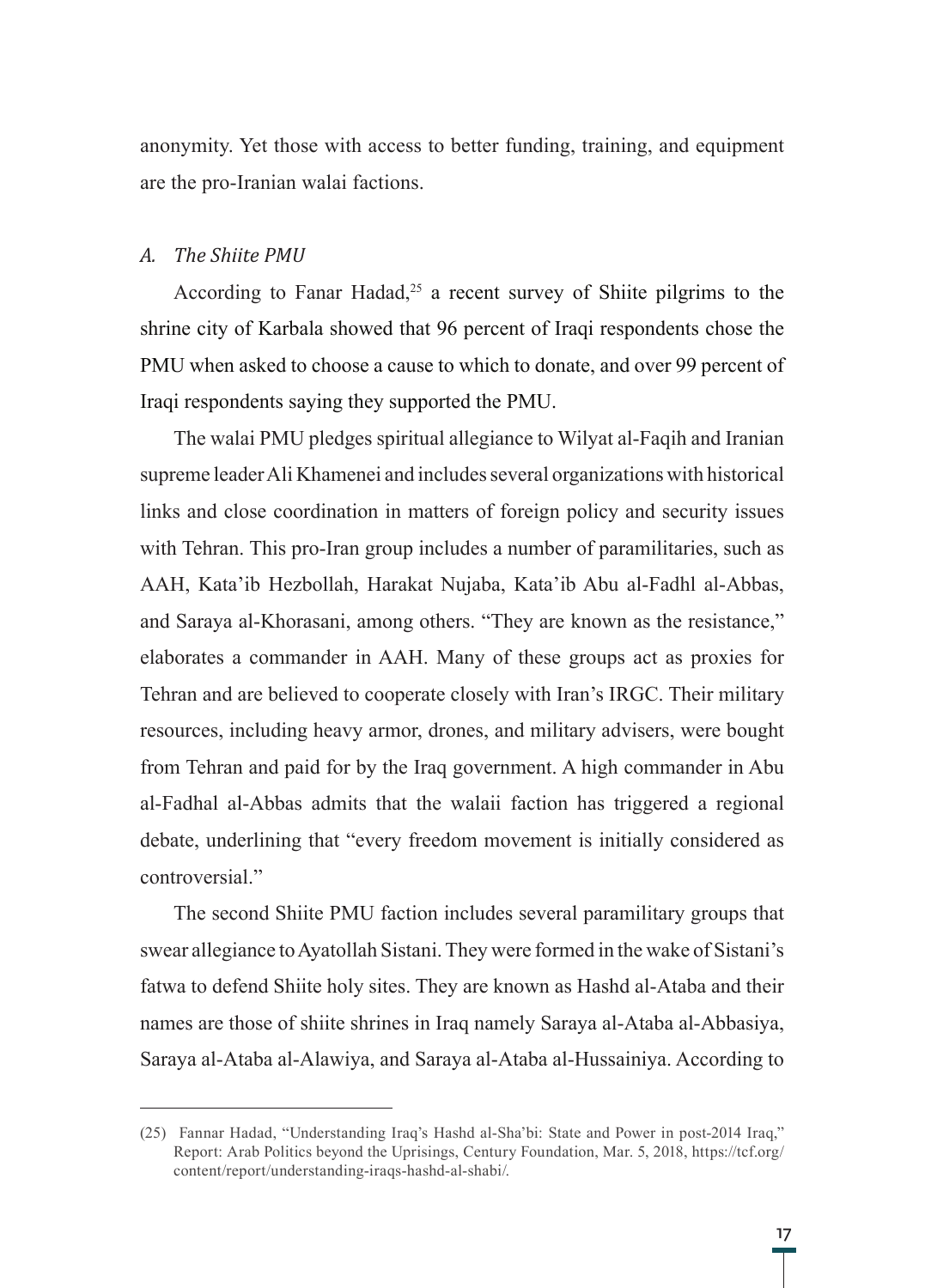anonymity. Yet those with access to better funding, training, and equipment are the pro-Iranian walai factions.

### *A. The Shiite PMU*

According to Fanar Hadad,[25] a recent survey of Shiite pilgrims to the shrine city of Karbala showed that 96 percent of Iraqi respondents chose the PMU when asked to choose a cause to which to donate, and over 99 percent of Iraqi respondents saying they supported the PMU.

The walai PMU pledges spiritual allegiance to Wilyat al-Faqih and Iranian supreme leader Ali Khamenei and includes several organizations with historical links and close coordination in matters of foreign policy and security issues with Tehran. This pro-Iran group includes a number of paramilitaries, such as AAH, Kata'ib Hezbollah, Harakat Nujaba, Kata'ib Abu al-Fadhl al-Abbas, and Saraya al-Khorasani, among others. "They are known as the resistance," elaborates a commander in AAH. Many of these groups act as proxies for Tehran and are believed to cooperate closely with Iran's IRGC. Their military resources, including heavy armor, drones, and military advisers, were bought from Tehran and paid for by the Iraq government. A high commander in Abu al-Fadhal al-Abbas admits that the walaii faction has triggered a regional debate, underlining that "every freedom movement is initially considered as controversial."

The second Shiite PMU faction includes several paramilitary groups that swear allegiance to Ayatollah Sistani. They were formed in the wake of Sistani's fatwa to defend Shiite holy sites. They are known as Hashd al-Ataba and their names are those of shiite shrines in Iraq namely Saraya al-Ataba al-Abbasiya, Saraya al-Ataba al-Alawiya, and Saraya al-Ataba al-Hussainiya. According to

---

(25) Fannar Hadad, "Understanding Iraq's Hashd al-Sha'bi: State and Power in post-2014 Iraq," Report: Arab Politics beyond the Uprisings, Century Foundation, Mar. 5, 2018, https://tcf.org/content/report/understanding-iraqs-hashd-al-shabi/.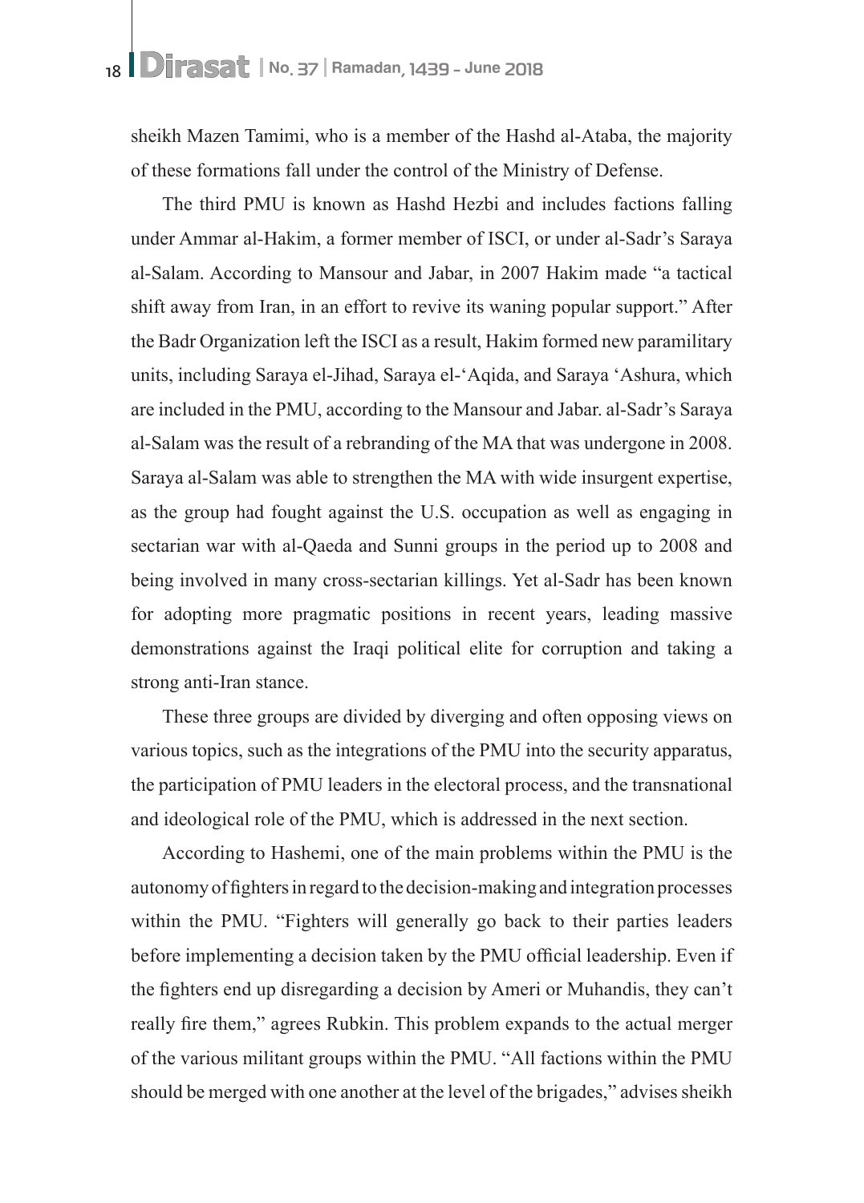sheikh Mazen Tamimi, who is a member of the Hashd al-Ataba, the majority of these formations fall under the control of the Ministry of Defense.

The third PMU is known as Hashd Hezbi and includes factions falling under Ammar al-Hakim, a former member of ISCI, or under al-Sadr's Saraya al-Salam. According to Mansour and Jabar, in 2007 Hakim made "a tactical shift away from Iran, in an effort to revive its waning popular support." After the Badr Organization left the ISCI as a result, Hakim formed new paramilitary units, including Saraya el-Jihad, Saraya el-'Aqida, and Saraya 'Ashura, which are included in the PMU, according to the Mansour and Jabar. al-Sadr's Saraya al-Salam was the result of a rebranding of the MA that was undergone in 2008. Saraya al-Salam was able to strengthen the MA with wide insurgent expertise, as the group had fought against the U.S. occupation as well as engaging in sectarian war with al-Qaeda and Sunni groups in the period up to 2008 and being involved in many cross-sectarian killings. Yet al-Sadr has been known for adopting more pragmatic positions in recent years, leading massive demonstrations against the Iraqi political elite for corruption and taking a strong anti-Iran stance.

These three groups are divided by diverging and often opposing views on various topics, such as the integrations of the PMU into the security apparatus, the participation of PMU leaders in the electoral process, and the transnational and ideological role of the PMU, which is addressed in the next section.

According to Hashemi, one of the main problems within the PMU is the autonomy of fighters in regard to the decision-making and integration processes within the PMU. "Fighters will generally go back to their parties leaders before implementing a decision taken by the PMU official leadership. Even if the fighters end up disregarding a decision by Ameri or Muhandis, they can't really fire them," agrees Rubkin. This problem expands to the actual merger of the various militant groups within the PMU. "All factions within the PMU should be merged with one another at the level of the brigades," advises sheikh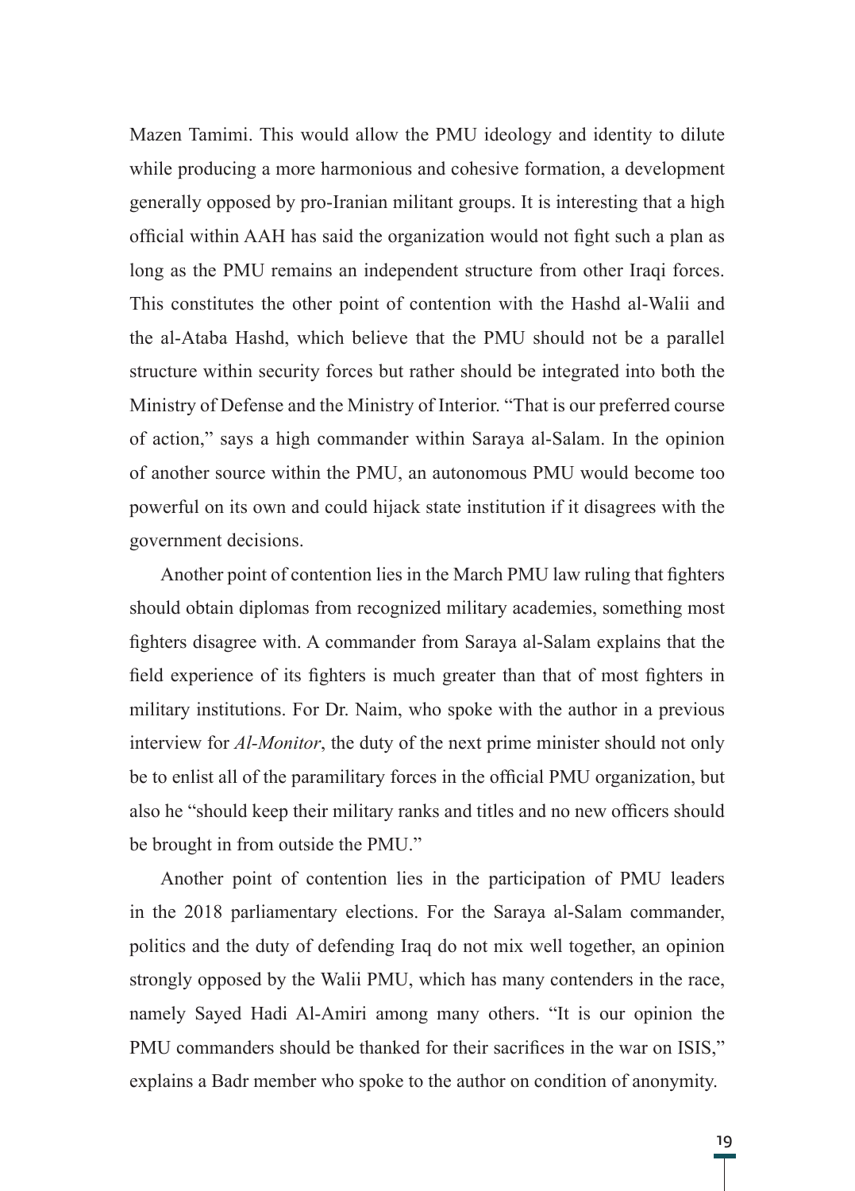Mazen Tamimi. This would allow the PMU ideology and identity to dilute while producing a more harmonious and cohesive formation, a development generally opposed by pro-Iranian militant groups. It is interesting that a high official within AAH has said the organization would not fight such a plan as long as the PMU remains an independent structure from other Iraqi forces. This constitutes the other point of contention with the Hashd al-Walii and the al-Ataba Hashd, which believe that the PMU should not be a parallel structure within security forces but rather should be integrated into both the Ministry of Defense and the Ministry of Interior. "That is our preferred course of action," says a high commander within Saraya al-Salam. In the opinion of another source within the PMU, an autonomous PMU would become too powerful on its own and could hijack state institution if it disagrees with the government decisions.

Another point of contention lies in the March PMU law ruling that fighters should obtain diplomas from recognized military academies, something most fighters disagree with. A commander from Saraya al-Salam explains that the field experience of its fighters is much greater than that of most fighters in military institutions. For Dr. Naim, who spoke with the author in a previous interview for *Al-Monitor*, the duty of the next prime minister should not only be to enlist all of the paramilitary forces in the official PMU organization, but also he "should keep their military ranks and titles and no new officers should be brought in from outside the PMU."

Another point of contention lies in the participation of PMU leaders in the 2018 parliamentary elections. For the Saraya al-Salam commander, politics and the duty of defending Iraq do not mix well together, an opinion strongly opposed by the Walii PMU, which has many contenders in the race, namely Sayed Hadi Al-Amiri among many others. "It is our opinion the PMU commanders should be thanked for their sacrifices in the war on ISIS," explains a Badr member who spoke to the author on condition of anonymity.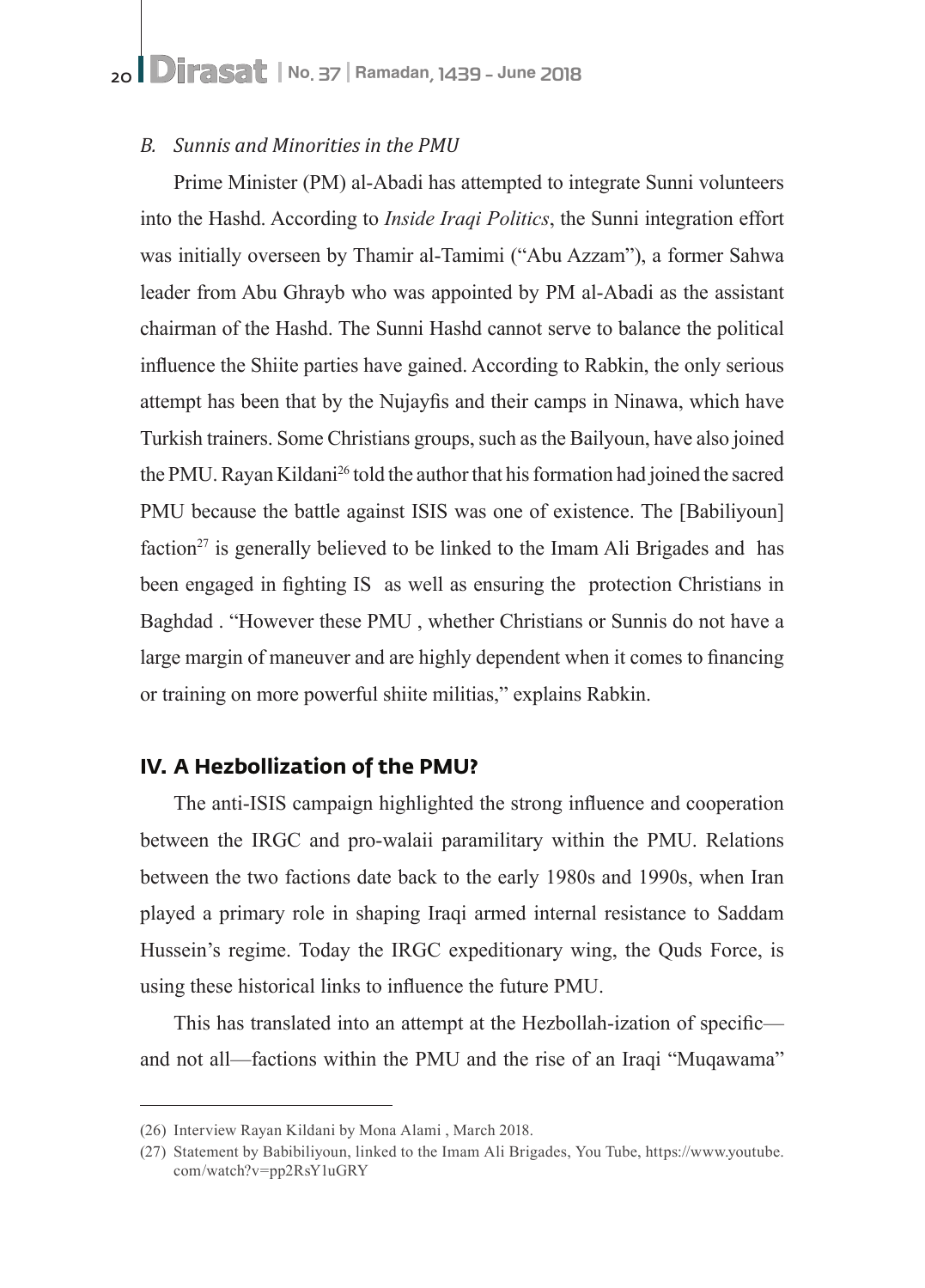### *B. Sunnis and Minorities in the PMU*

Prime Minister (PM) al-Abadi has attempted to integrate Sunni volunteers into the Hashd. According to *Inside Iraqi Politics*, the Sunni integration effort was initially overseen by Thamir al-Tamimi ("Abu Azzam"), a former Sahwa leader from Abu Ghrayb who was appointed by PM al-Abadi as the assistant chairman of the Hashd. The Sunni Hashd cannot serve to balance the political influence the Shiite parties have gained. According to Rabkin, the only serious attempt has been that by the Nujayfis and their camps in Ninawa, which have Turkish trainers. Some Christians groups, such as the Bailyoun, have also joined the PMU. Rayan Kildani[26] told the author that his formation had joined the sacred PMU because the battle against ISIS was one of existence. The [Babiliyoun] faction[27] is generally believed to be linked to the Imam Ali Brigades and has been engaged in fighting IS as well as ensuring the protection Christians in Baghdad . "However these PMU , whether Christians or Sunnis do not have a large margin of maneuver and are highly dependent when it comes to financing or training on more powerful shiite militias," explains Rabkin.

## IV. A Hezbollization of the PMU?

The anti-ISIS campaign highlighted the strong influence and cooperation between the IRGC and pro-walaii paramilitary within the PMU. Relations between the two factions date back to the early 1980s and 1990s, when Iran played a primary role in shaping Iraqi armed internal resistance to Saddam Hussein's regime. Today the IRGC expeditionary wing, the Quds Force, is using these historical links to influence the future PMU.

This has translated into an attempt at the Hezbollah-ization of specific—and not all—factions within the PMU and the rise of an Iraqi "Muqawama"

---

(26) Interview Rayan Kildani by Mona Alami , March 2018.

(27) Statement by Babibiliyoun, linked to the Imam Ali Brigades, You Tube, https://www.youtube.com/watch?v=pp2RsY1uGRY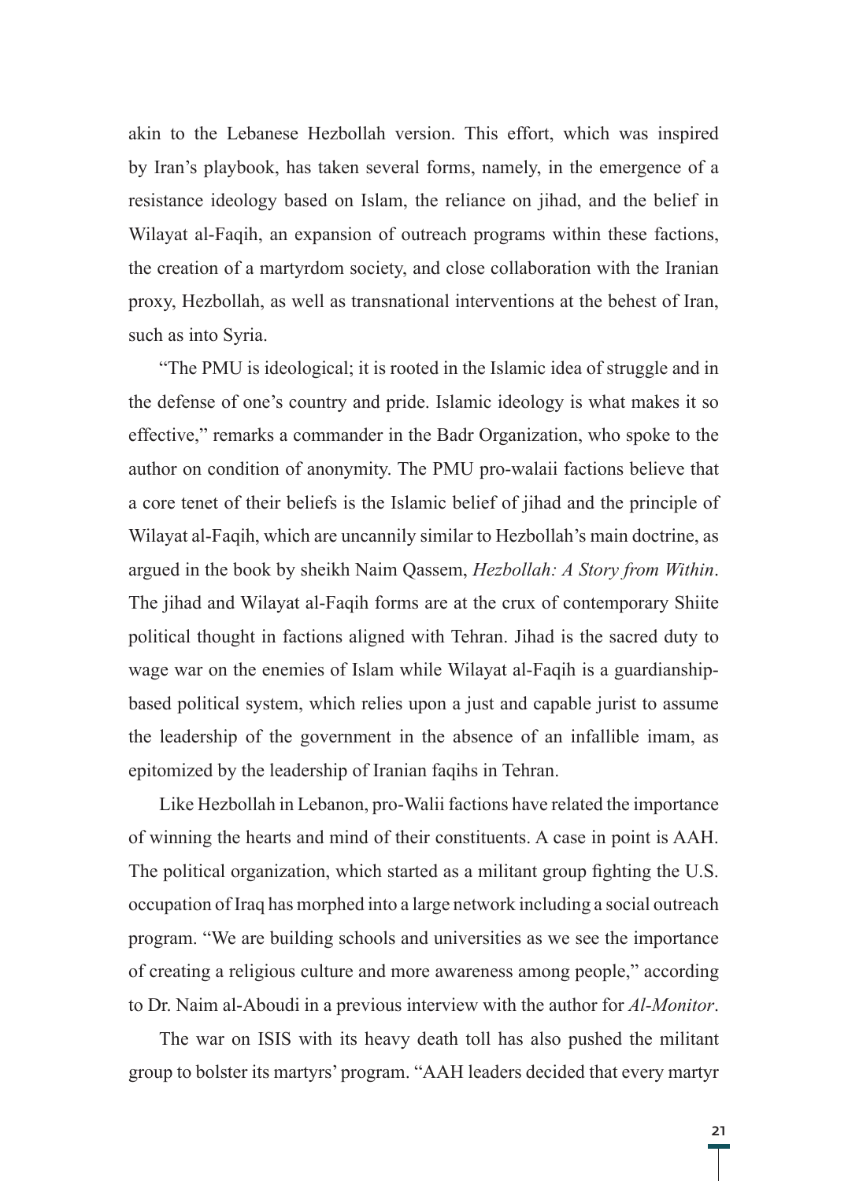akin to the Lebanese Hezbollah version. This effort, which was inspired by Iran's playbook, has taken several forms, namely, in the emergence of a resistance ideology based on Islam, the reliance on jihad, and the belief in Wilayat al-Faqih, an expansion of outreach programs within these factions, the creation of a martyrdom society, and close collaboration with the Iranian proxy, Hezbollah, as well as transnational interventions at the behest of Iran, such as into Syria.

"The PMU is ideological; it is rooted in the Islamic idea of struggle and in the defense of one's country and pride. Islamic ideology is what makes it so effective," remarks a commander in the Badr Organization, who spoke to the author on condition of anonymity. The PMU pro-walaii factions believe that a core tenet of their beliefs is the Islamic belief of jihad and the principle of Wilayat al-Faqih, which are uncannily similar to Hezbollah's main doctrine, as argued in the book by sheikh Naim Qassem, *Hezbollah: A Story from Within*. The jihad and Wilayat al-Faqih forms are at the crux of contemporary Shiite political thought in factions aligned with Tehran. Jihad is the sacred duty to wage war on the enemies of Islam while Wilayat al-Faqih is a guardianship-based political system, which relies upon a just and capable jurist to assume the leadership of the government in the absence of an infallible imam, as epitomized by the leadership of Iranian faqihs in Tehran.

Like Hezbollah in Lebanon, pro-Walii factions have related the importance of winning the hearts and mind of their constituents. A case in point is AAH. The political organization, which started as a militant group fighting the U.S. occupation of Iraq has morphed into a large network including a social outreach program. "We are building schools and universities as we see the importance of creating a religious culture and more awareness among people," according to Dr. Naim al-Aboudi in a previous interview with the author for *Al-Monitor*.

The war on ISIS with its heavy death toll has also pushed the militant group to bolster its martyrs' program. "AAH leaders decided that every martyr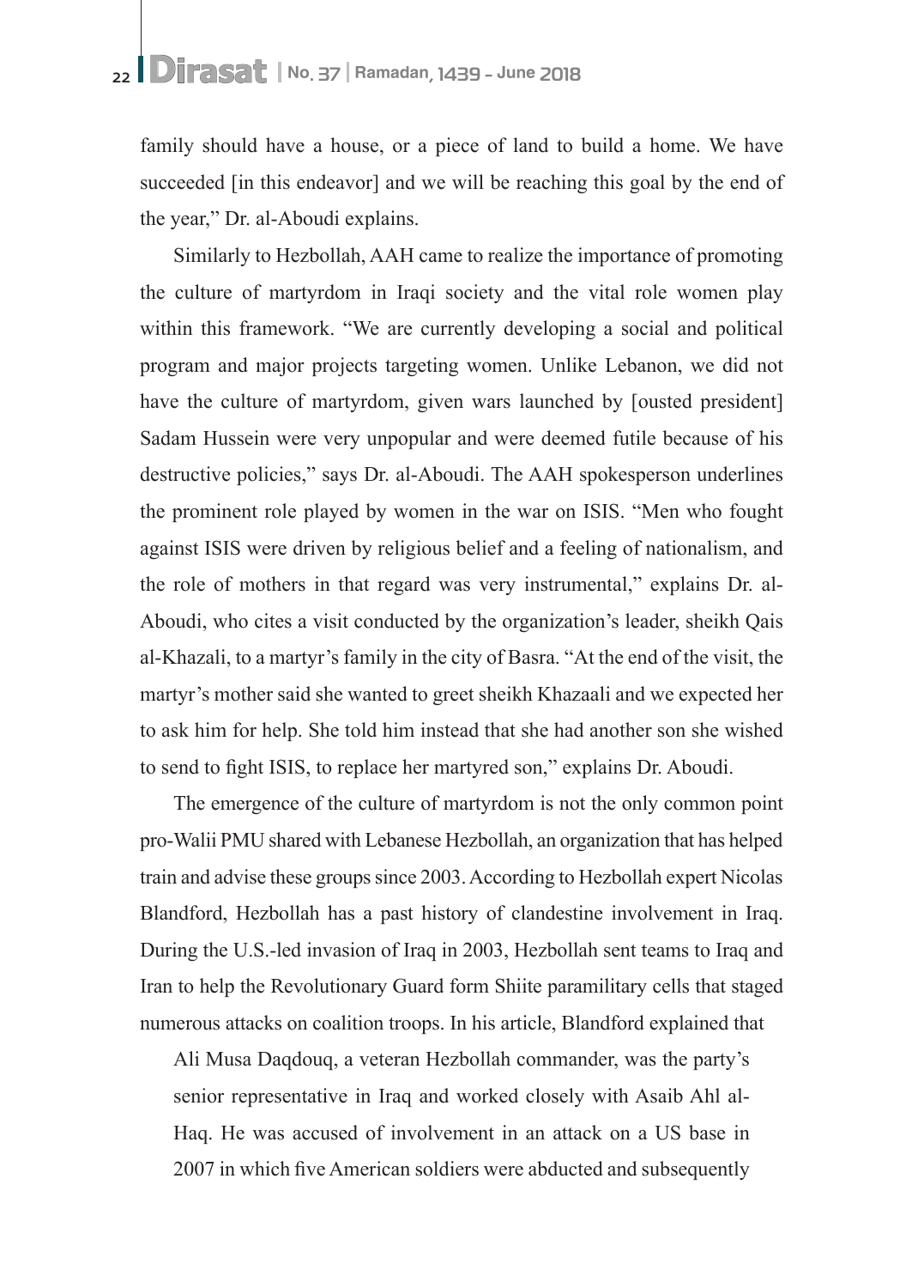family should have a house, or a piece of land to build a home. We have succeeded [in this endeavor] and we will be reaching this goal by the end of the year," Dr. al-Aboudi explains.

Similarly to Hezbollah, AAH came to realize the importance of promoting the culture of martyrdom in Iraqi society and the vital role women play within this framework. "We are currently developing a social and political program and major projects targeting women. Unlike Lebanon, we did not have the culture of martyrdom, given wars launched by [ousted president] Sadam Hussein were very unpopular and were deemed futile because of his destructive policies," says Dr. al-Aboudi. The AAH spokesperson underlines the prominent role played by women in the war on ISIS. "Men who fought against ISIS were driven by religious belief and a feeling of nationalism, and the role of mothers in that regard was very instrumental," explains Dr. al-Aboudi, who cites a visit conducted by the organization's leader, sheikh Qais al-Khazali, to a martyr's family in the city of Basra. "At the end of the visit, the martyr's mother said she wanted to greet sheikh Khazaali and we expected her to ask him for help. She told him instead that she had another son she wished to send to fight ISIS, to replace her martyred son," explains Dr. Aboudi.

The emergence of the culture of martyrdom is not the only common point pro-Walii PMU shared with Lebanese Hezbollah, an organization that has helped train and advise these groups since 2003. According to Hezbollah expert Nicolas Blandford, Hezbollah has a past history of clandestine involvement in Iraq. During the U.S.-led invasion of Iraq in 2003, Hezbollah sent teams to Iraq and Iran to help the Revolutionary Guard form Shiite paramilitary cells that staged numerous attacks on coalition troops. In his article, Blandford explained that

> Ali Musa Daqdouq, a veteran Hezbollah commander, was the party's senior representative in Iraq and worked closely with Asaib Ahl al-Haq. He was accused of involvement in an attack on a US base in 2007 in which five American soldiers were abducted and subsequently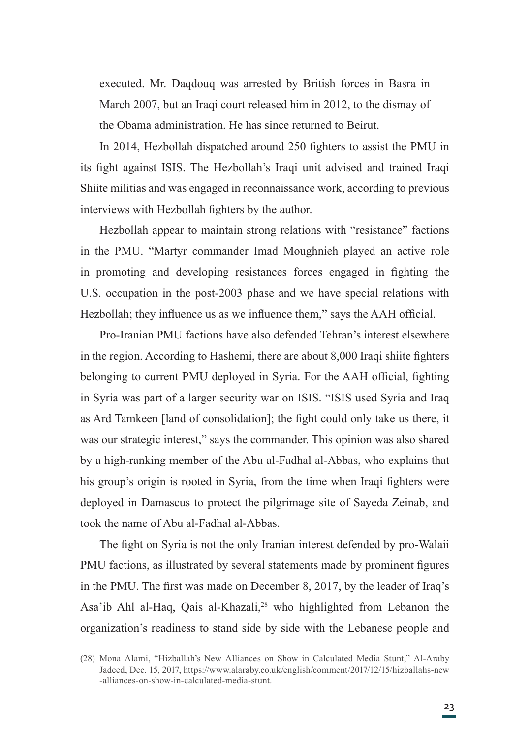executed. Mr. Daqdouq was arrested by British forces in Basra in March 2007, but an Iraqi court released him in 2012, to the dismay of the Obama administration. He has since returned to Beirut.

In 2014, Hezbollah dispatched around 250 fighters to assist the PMU in its fight against ISIS. The Hezbollah's Iraqi unit advised and trained Iraqi Shiite militias and was engaged in reconnaissance work, according to previous interviews with Hezbollah fighters by the author.

Hezbollah appear to maintain strong relations with "resistance" factions in the PMU. "Martyr commander Imad Moughnieh played an active role in promoting and developing resistances forces engaged in fighting the U.S. occupation in the post-2003 phase and we have special relations with Hezbollah; they influence us as we influence them," says the AAH official.

Pro-Iranian PMU factions have also defended Tehran's interest elsewhere in the region. According to Hashemi, there are about 8,000 Iraqi shiite fighters belonging to current PMU deployed in Syria. For the AAH official, fighting in Syria was part of a larger security war on ISIS. "ISIS used Syria and Iraq as Ard Tamkeen [land of consolidation]; the fight could only take us there, it was our strategic interest," says the commander. This opinion was also shared by a high-ranking member of the Abu al-Fadhal al-Abbas, who explains that his group's origin is rooted in Syria, from the time when Iraqi fighters were deployed in Damascus to protect the pilgrimage site of Sayeda Zeinab, and took the name of Abu al-Fadhal al-Abbas.

The fight on Syria is not the only Iranian interest defended by pro-Walaii PMU factions, as illustrated by several statements made by prominent figures in the PMU. The first was made on December 8, 2017, by the leader of Iraq's Asa'ib Ahl al-Haq, Qais al-Khazali,[28] who highlighted from Lebanon the organization's readiness to stand side by side with the Lebanese people and

---

(28) Mona Alami, "Hizballah's New Alliances on Show in Calculated Media Stunt," Al-Araby Jadeed, Dec. 15, 2017, https://www.alaraby.co.uk/english/comment/2017/12/15/hizballahs-new-alliances-on-show-in-calculated-media-stunt.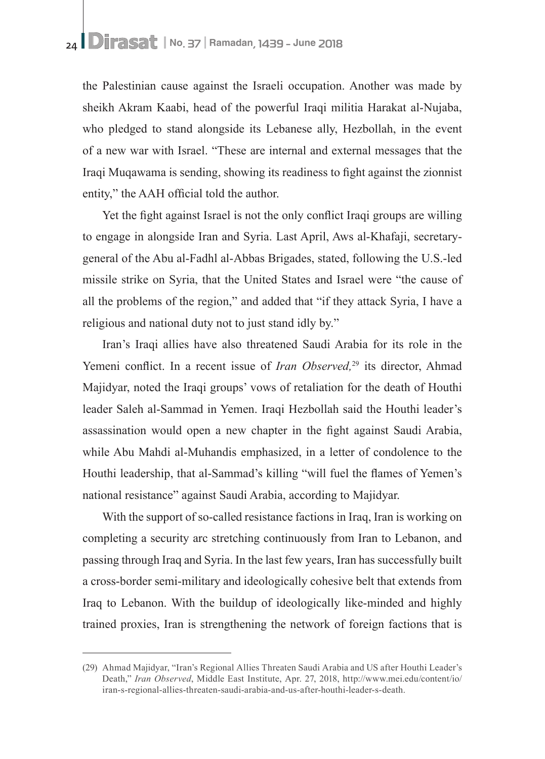the Palestinian cause against the Israeli occupation. Another was made by sheikh Akram Kaabi, head of the powerful Iraqi militia Harakat al-Nujaba, who pledged to stand alongside its Lebanese ally, Hezbollah, in the event of a new war with Israel. "These are internal and external messages that the Iraqi Muqawama is sending, showing its readiness to fight against the zionnist entity," the AAH official told the author.

Yet the fight against Israel is not the only conflict Iraqi groups are willing to engage in alongside Iran and Syria. Last April, Aws al-Khafaji, secretary-general of the Abu al-Fadhl al-Abbas Brigades, stated, following the U.S.-led missile strike on Syria, that the United States and Israel were "the cause of all the problems of the region," and added that "if they attack Syria, I have a religious and national duty not to just stand idly by."

Iran's Iraqi allies have also threatened Saudi Arabia for its role in the Yemeni conflict. In a recent issue of *Iran Observed,*[29] its director, Ahmad Majidyar, noted the Iraqi groups' vows of retaliation for the death of Houthi leader Saleh al-Sammad in Yemen. Iraqi Hezbollah said the Houthi leader's assassination would open a new chapter in the fight against Saudi Arabia, while Abu Mahdi al-Muhandis emphasized, in a letter of condolence to the Houthi leadership, that al-Sammad's killing "will fuel the flames of Yemen's national resistance" against Saudi Arabia, according to Majidyar.

With the support of so-called resistance factions in Iraq, Iran is working on completing a security arc stretching continuously from Iran to Lebanon, and passing through Iraq and Syria. In the last few years, Iran has successfully built a cross-border semi-military and ideologically cohesive belt that extends from Iraq to Lebanon. With the buildup of ideologically like-minded and highly trained proxies, Iran is strengthening the network of foreign factions that is

---

(29) Ahmad Majidyar, "Iran's Regional Allies Threaten Saudi Arabia and US after Houthi Leader's Death," *Iran Observed*, Middle East Institute, Apr. 27, 2018, http://www.mei.edu/content/io/iran-s-regional-allies-threaten-saudi-arabia-and-us-after-houthi-leader-s-death.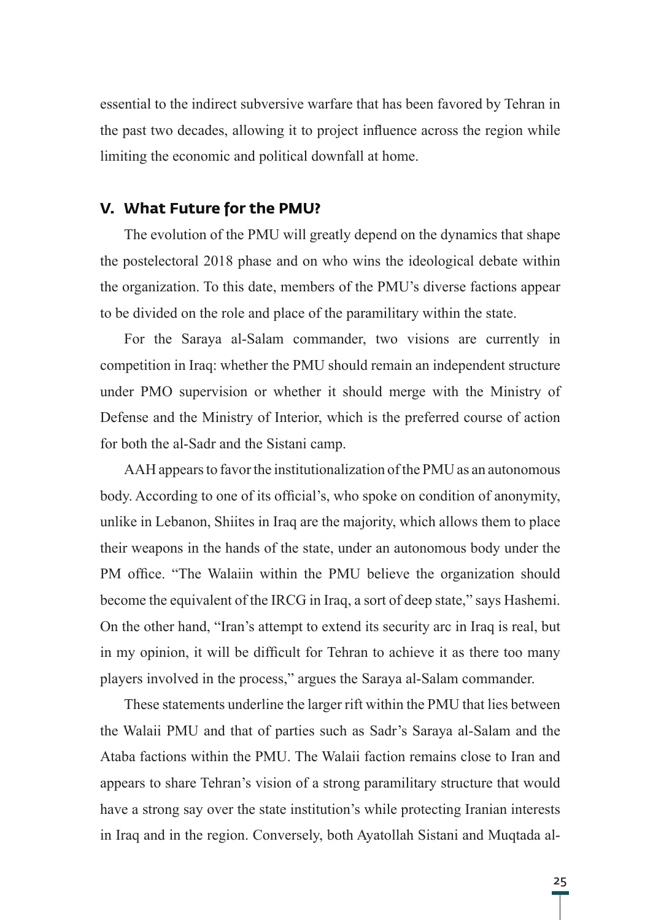essential to the indirect subversive warfare that has been favored by Tehran in the past two decades, allowing it to project influence across the region while limiting the economic and political downfall at home.

## V. What Future for the PMU?

The evolution of the PMU will greatly depend on the dynamics that shape the postelectoral 2018 phase and on who wins the ideological debate within the organization. To this date, members of the PMU's diverse factions appear to be divided on the role and place of the paramilitary within the state.

For the Saraya al-Salam commander, two visions are currently in competition in Iraq: whether the PMU should remain an independent structure under PMO supervision or whether it should merge with the Ministry of Defense and the Ministry of Interior, which is the preferred course of action for both the al-Sadr and the Sistani camp.

AAH appears to favor the institutionalization of the PMU as an autonomous body. According to one of its official's, who spoke on condition of anonymity, unlike in Lebanon, Shiites in Iraq are the majority, which allows them to place their weapons in the hands of the state, under an autonomous body under the PM office. "The Walaiin within the PMU believe the organization should become the equivalent of the IRCG in Iraq, a sort of deep state," says Hashemi. On the other hand, "Iran's attempt to extend its security arc in Iraq is real, but in my opinion, it will be difficult for Tehran to achieve it as there too many players involved in the process," argues the Saraya al-Salam commander.

These statements underline the larger rift within the PMU that lies between the Walaii PMU and that of parties such as Sadr's Saraya al-Salam and the Ataba factions within the PMU. The Walaii faction remains close to Iran and appears to share Tehran's vision of a strong paramilitary structure that would have a strong say over the state institution's while protecting Iranian interests in Iraq and in the region. Conversely, both Ayatollah Sistani and Muqtada al-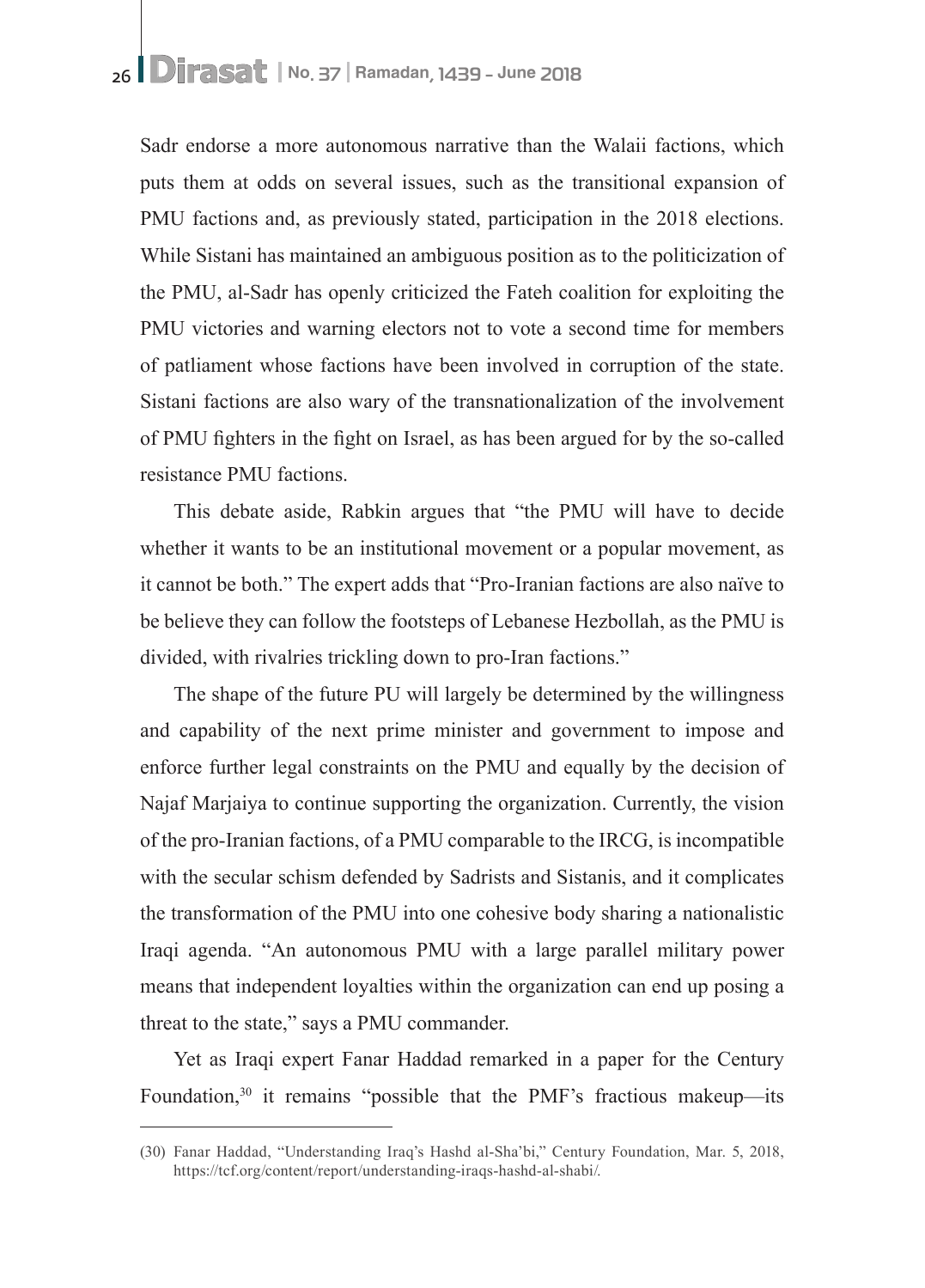Sadr endorse a more autonomous narrative than the Walaii factions, which puts them at odds on several issues, such as the transitional expansion of PMU factions and, as previously stated, participation in the 2018 elections. While Sistani has maintained an ambiguous position as to the politicization of the PMU, al-Sadr has openly criticized the Fateh coalition for exploiting the PMU victories and warning electors not to vote a second time for members of patliament whose factions have been involved in corruption of the state. Sistani factions are also wary of the transnationalization of the involvement of PMU fighters in the fight on Israel, as has been argued for by the so-called resistance PMU factions.

This debate aside, Rabkin argues that "the PMU will have to decide whether it wants to be an institutional movement or a popular movement, as it cannot be both." The expert adds that "Pro-Iranian factions are also naïve to be believe they can follow the footsteps of Lebanese Hezbollah, as the PMU is divided, with rivalries trickling down to pro-Iran factions."

The shape of the future PU will largely be determined by the willingness and capability of the next prime minister and government to impose and enforce further legal constraints on the PMU and equally by the decision of Najaf Marjaiya to continue supporting the organization. Currently, the vision of the pro-Iranian factions, of a PMU comparable to the IRCG, is incompatible with the secular schism defended by Sadrists and Sistanis, and it complicates the transformation of the PMU into one cohesive body sharing a nationalistic Iraqi agenda. "An autonomous PMU with a large parallel military power means that independent loyalties within the organization can end up posing a threat to the state," says a PMU commander.

Yet as Iraqi expert Fanar Haddad remarked in a paper for the Century Foundation,[30] it remains "possible that the PMF's fractious makeup—its

(30) Fanar Haddad, "Understanding Iraq's Hashd al-Sha'bi," Century Foundation, Mar. 5, 2018, https://tcf.org/content/report/understanding-iraqs-hashd-al-shabi/.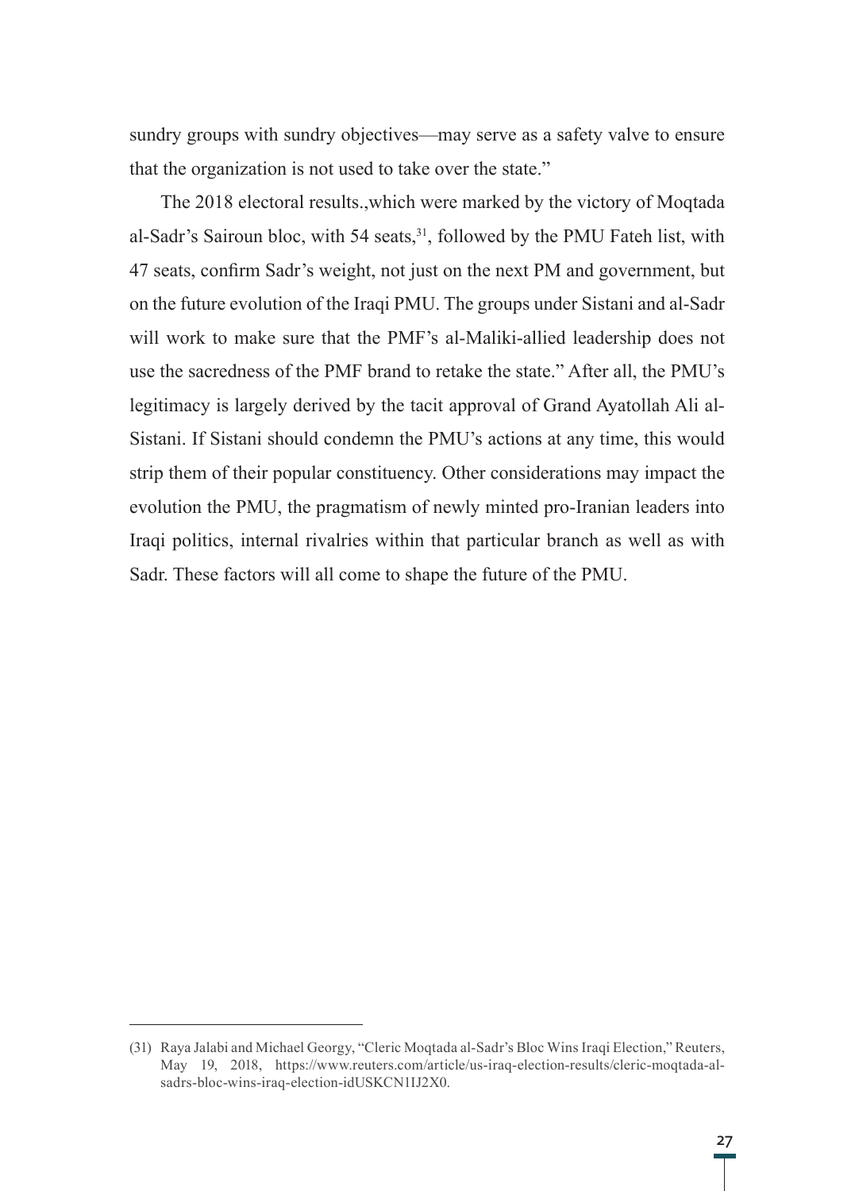sundry groups with sundry objectives—may serve as a safety valve to ensure that the organization is not used to take over the state."

The 2018 electoral results.,which were marked by the victory of Moqtada al-Sadr's Sairoun bloc, with 54 seats,[31], followed by the PMU Fateh list, with 47 seats, confirm Sadr's weight, not just on the next PM and government, but on the future evolution of the Iraqi PMU. The groups under Sistani and al-Sadr will work to make sure that the PMF's al-Maliki-allied leadership does not use the sacredness of the PMF brand to retake the state." After all, the PMU's legitimacy is largely derived by the tacit approval of Grand Ayatollah Ali al-Sistani. If Sistani should condemn the PMU's actions at any time, this would strip them of their popular constituency. Other considerations may impact the evolution the PMU, the pragmatism of newly minted pro-Iranian leaders into Iraqi politics, internal rivalries within that particular branch as well as with Sadr. These factors will all come to shape the future of the PMU.

---

(31) Raya Jalabi and Michael Georgy, "Cleric Moqtada al-Sadr's Bloc Wins Iraqi Election," Reuters, May 19, 2018, https://www.reuters.com/article/us-iraq-election-results/cleric-moqtada-al-sadrs-bloc-wins-iraq-election-idUSKCN1IJ2X0.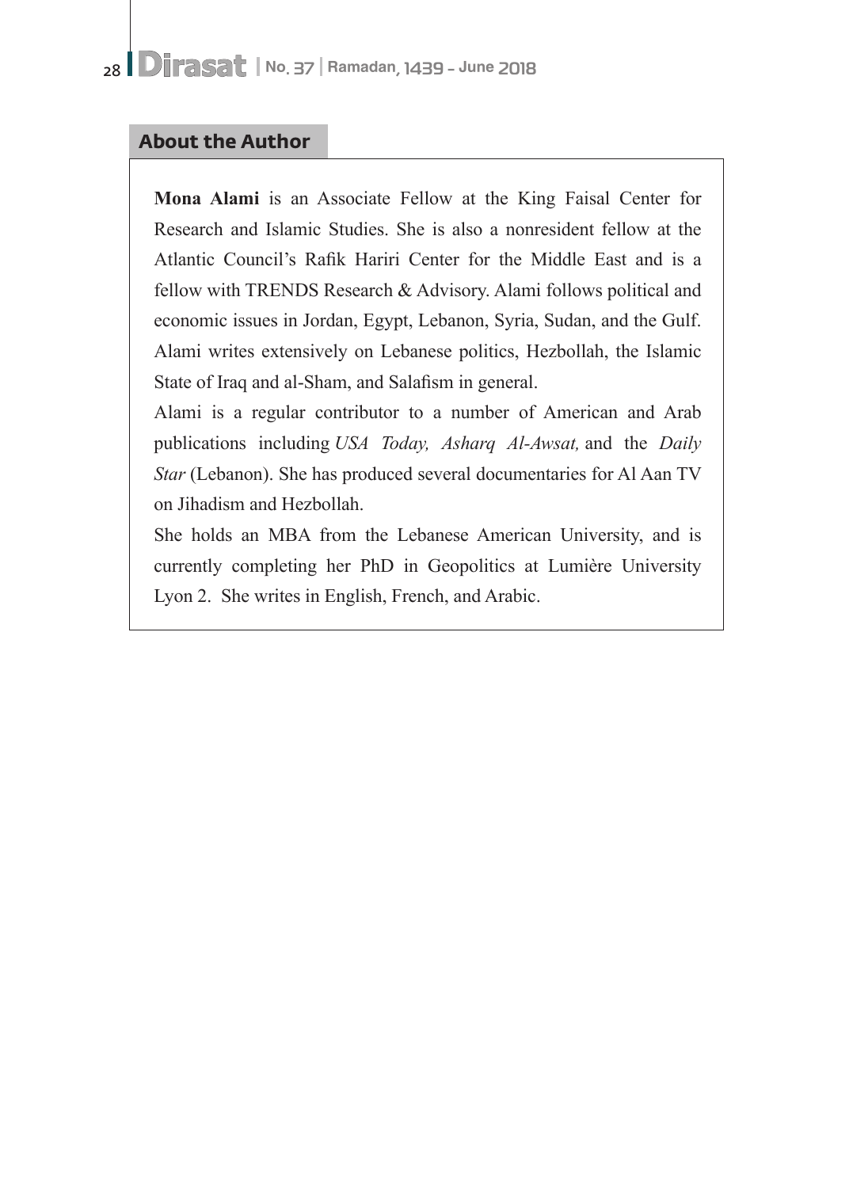## About the Author

**Mona Alami** is an Associate Fellow at the King Faisal Center for Research and Islamic Studies. She is also a nonresident fellow at the Atlantic Council's Rafik Hariri Center for the Middle East and is a fellow with TRENDS Research & Advisory. Alami follows political and economic issues in Jordan, Egypt, Lebanon, Syria, Sudan, and the Gulf. Alami writes extensively on Lebanese politics, Hezbollah, the Islamic State of Iraq and al-Sham, and Salafism in general.

Alami is a regular contributor to a number of American and Arab publications including *USA Today, Asharq Al-Awsat,* and the *Daily Star* (Lebanon). She has produced several documentaries for Al Aan TV on Jihadism and Hezbollah.

She holds an MBA from the Lebanese American University, and is currently completing her PhD in Geopolitics at Lumière University Lyon 2. She writes in English, French, and Arabic.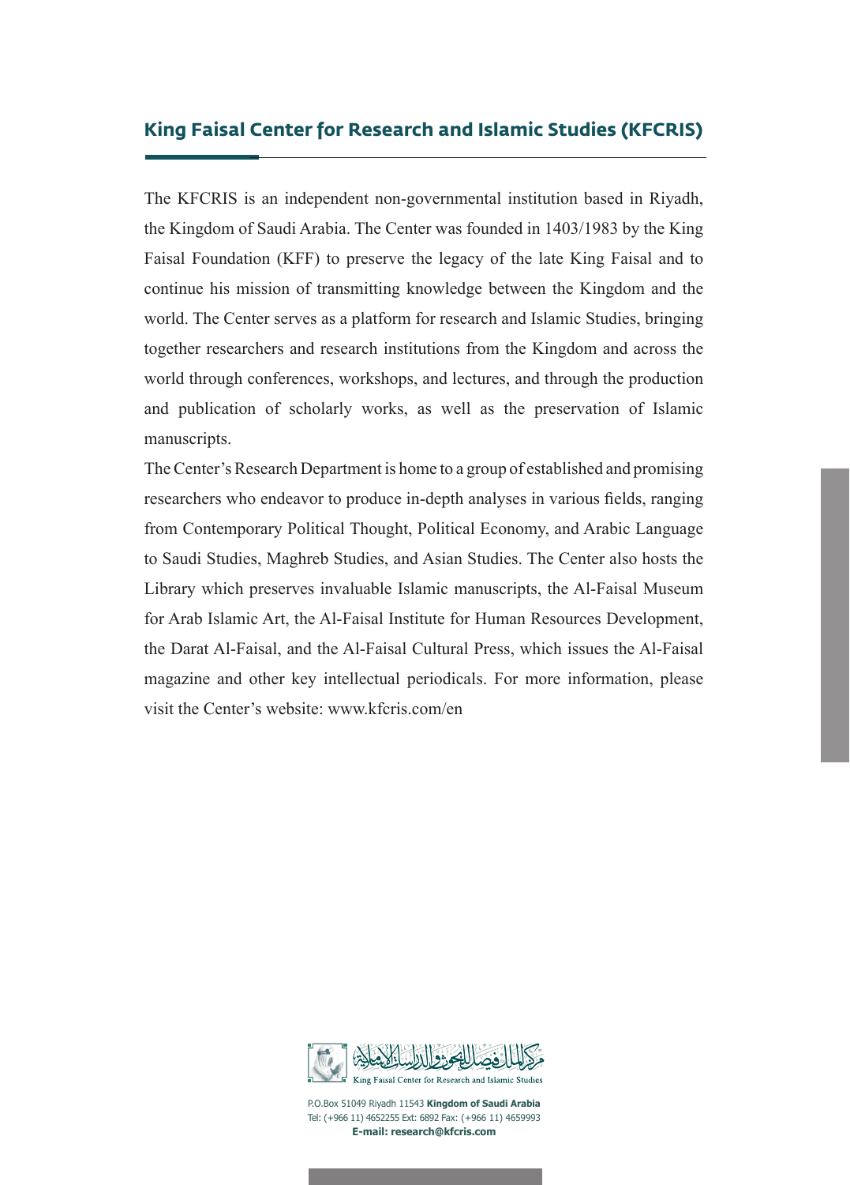## King Faisal Center for Research and Islamic Studies (KFCRIS)

The KFCRIS is an independent non-governmental institution based in Riyadh, the Kingdom of Saudi Arabia. The Center was founded in 1403/1983 by the King Faisal Foundation (KFF) to preserve the legacy of the late King Faisal and to continue his mission of transmitting knowledge between the Kingdom and the world. The Center serves as a platform for research and Islamic Studies, bringing together researchers and research institutions from the Kingdom and across the world through conferences, workshops, and lectures, and through the production and publication of scholarly works, as well as the preservation of Islamic manuscripts.

The Center's Research Department is home to a group of established and promising researchers who endeavor to produce in-depth analyses in various fields, ranging from Contemporary Political Thought, Political Economy, and Arabic Language to Saudi Studies, Maghreb Studies, and Asian Studies. The Center also hosts the Library which preserves invaluable Islamic manuscripts, the Al-Faisal Museum for Arab Islamic Art, the Al-Faisal Institute for Human Resources Development, the Darat Al-Faisal, and the Al-Faisal Cultural Press, which issues the Al-Faisal magazine and other key intellectual periodicals. For more information, please visit the Center's website: www.kfcris.com/en

مركز الملك فيصل للبحوث والدراسات الإسلامية

King Faisal Center for Research and Islamic Studies

P.O.Box 51049 Riyadh 11543 **Kingdom of Saudi Arabia**
Tel: (+966 11) 4652255 Ext: 6892 Fax: (+966 11) 4659993
**E-mail: research@kfcris.com**